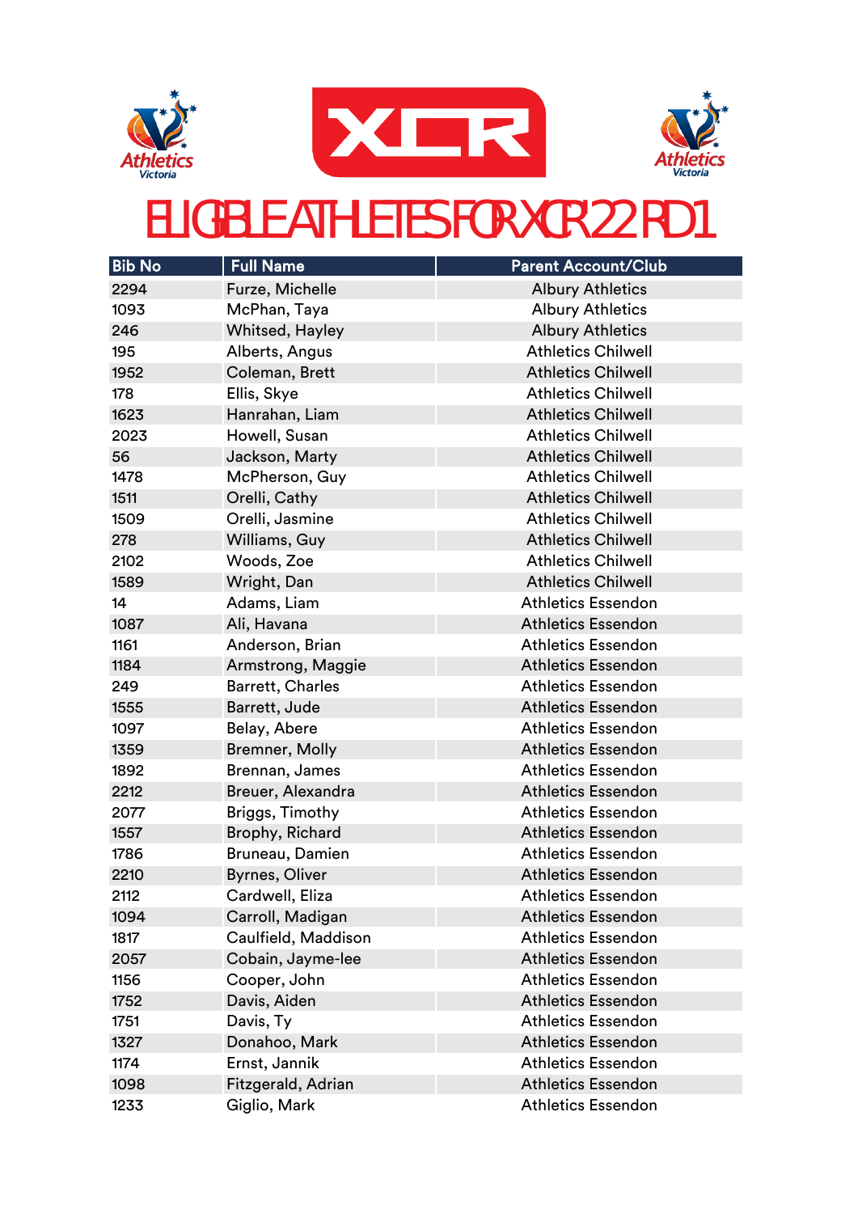# ELIGIBLE ATHLETES FOR XCR'22 RD1

| Bib No | Full Name | Parent Account/Club |
|---|---|---|
| 2294 | Furze, Michelle | Albury Athletics |
| 1093 | McPhan, Taya | Albury Athletics |
| 246 | Whitsed, Hayley | Albury Athletics |
| 195 | Alberts, Angus | Athletics Chilwell |
| 1952 | Coleman, Brett | Athletics Chilwell |
| 178 | Ellis, Skye | Athletics Chilwell |
| 1623 | Hanrahan, Liam | Athletics Chilwell |
| 2023 | Howell, Susan | Athletics Chilwell |
| 56 | Jackson, Marty | Athletics Chilwell |
| 1478 | McPherson, Guy | Athletics Chilwell |
| 1511 | Orelli, Cathy | Athletics Chilwell |
| 1509 | Orelli, Jasmine | Athletics Chilwell |
| 278 | Williams, Guy | Athletics Chilwell |
| 2102 | Woods, Zoe | Athletics Chilwell |
| 1589 | Wright, Dan | Athletics Chilwell |
| 14 | Adams, Liam | Athletics Essendon |
| 1087 | Ali, Havana | Athletics Essendon |
| 1161 | Anderson, Brian | Athletics Essendon |
| 1184 | Armstrong, Maggie | Athletics Essendon |
| 249 | Barrett, Charles | Athletics Essendon |
| 1555 | Barrett, Jude | Athletics Essendon |
| 1097 | Belay, Abere | Athletics Essendon |
| 1359 | Bremner, Molly | Athletics Essendon |
| 1892 | Brennan, James | Athletics Essendon |
| 2212 | Breuer, Alexandra | Athletics Essendon |
| 2077 | Briggs, Timothy | Athletics Essendon |
| 1557 | Brophy, Richard | Athletics Essendon |
| 1786 | Bruneau, Damien | Athletics Essendon |
| 2210 | Byrnes, Oliver | Athletics Essendon |
| 2112 | Cardwell, Eliza | Athletics Essendon |
| 1094 | Carroll, Madigan | Athletics Essendon |
| 1817 | Caulfield, Maddison | Athletics Essendon |
| 2057 | Cobain, Jayme-lee | Athletics Essendon |
| 1156 | Cooper, John | Athletics Essendon |
| 1752 | Davis, Aiden | Athletics Essendon |
| 1751 | Davis, Ty | Athletics Essendon |
| 1327 | Donahoo, Mark | Athletics Essendon |
| 1174 | Ernst, Jannik | Athletics Essendon |
| 1098 | Fitzgerald, Adrian | Athletics Essendon |
| 1233 | Giglio, Mark | Athletics Essendon |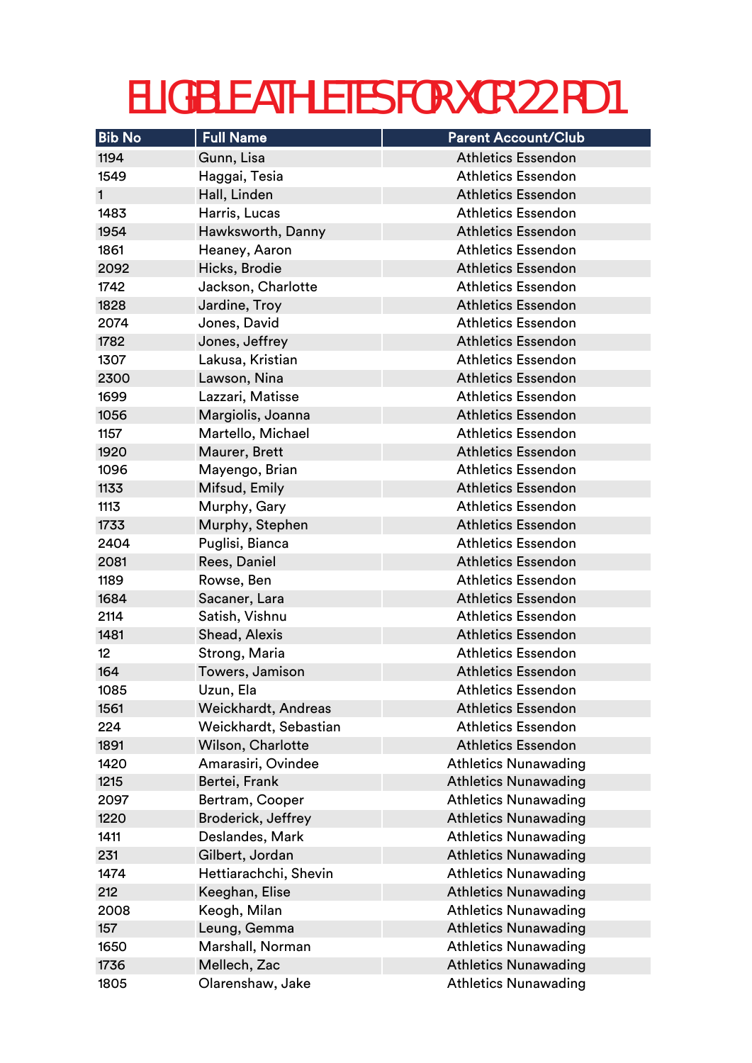# ELIGIBLE ATHLETES FOR XCR'22 RD1

| Bib No | Full Name | Parent Account/Club |
|---|---|---|
| 1194 | Gunn, Lisa | Athletics Essendon |
| 1549 | Haggai, Tesia | Athletics Essendon |
| 1 | Hall, Linden | Athletics Essendon |
| 1483 | Harris, Lucas | Athletics Essendon |
| 1954 | Hawksworth, Danny | Athletics Essendon |
| 1861 | Heaney, Aaron | Athletics Essendon |
| 2092 | Hicks, Brodie | Athletics Essendon |
| 1742 | Jackson, Charlotte | Athletics Essendon |
| 1828 | Jardine, Troy | Athletics Essendon |
| 2074 | Jones, David | Athletics Essendon |
| 1782 | Jones, Jeffrey | Athletics Essendon |
| 1307 | Lakusa, Kristian | Athletics Essendon |
| 2300 | Lawson, Nina | Athletics Essendon |
| 1699 | Lazzari, Matisse | Athletics Essendon |
| 1056 | Margiolis, Joanna | Athletics Essendon |
| 1157 | Martello, Michael | Athletics Essendon |
| 1920 | Maurer, Brett | Athletics Essendon |
| 1096 | Mayengo, Brian | Athletics Essendon |
| 1133 | Mifsud, Emily | Athletics Essendon |
| 1113 | Murphy, Gary | Athletics Essendon |
| 1733 | Murphy, Stephen | Athletics Essendon |
| 2404 | Puglisi, Bianca | Athletics Essendon |
| 2081 | Rees, Daniel | Athletics Essendon |
| 1189 | Rowse, Ben | Athletics Essendon |
| 1684 | Sacaner, Lara | Athletics Essendon |
| 2114 | Satish, Vishnu | Athletics Essendon |
| 1481 | Shead, Alexis | Athletics Essendon |
| 12 | Strong, Maria | Athletics Essendon |
| 164 | Towers, Jamison | Athletics Essendon |
| 1085 | Uzun, Ela | Athletics Essendon |
| 1561 | Weickhardt, Andreas | Athletics Essendon |
| 224 | Weickhardt, Sebastian | Athletics Essendon |
| 1891 | Wilson, Charlotte | Athletics Essendon |
| 1420 | Amarasiri, Ovindee | Athletics Nunawading |
| 1215 | Bertei, Frank | Athletics Nunawading |
| 2097 | Bertram, Cooper | Athletics Nunawading |
| 1220 | Broderick, Jeffrey | Athletics Nunawading |
| 1411 | Deslandes, Mark | Athletics Nunawading |
| 231 | Gilbert, Jordan | Athletics Nunawading |
| 1474 | Hettiarachchi, Shevin | Athletics Nunawading |
| 212 | Keeghan, Elise | Athletics Nunawading |
| 2008 | Keogh, Milan | Athletics Nunawading |
| 157 | Leung, Gemma | Athletics Nunawading |
| 1650 | Marshall, Norman | Athletics Nunawading |
| 1736 | Mellech, Zac | Athletics Nunawading |
| 1805 | Olarenshaw, Jake | Athletics Nunawading |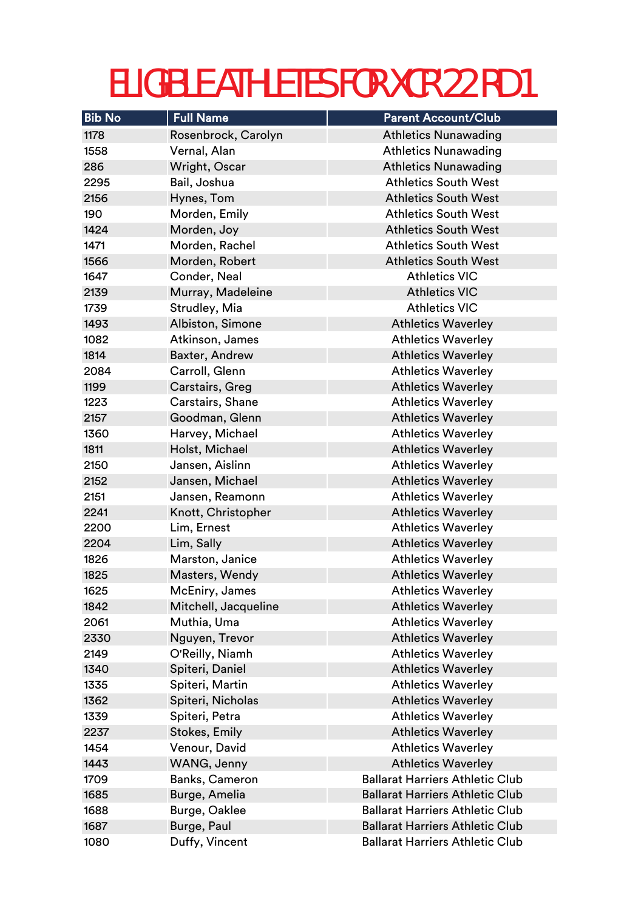# ELIGIBLE ATHLETES FOR XCR'22 RD1

| Bib No | Full Name | Parent Account/Club |
|---|---|---|
| 1178 | Rosenbrock, Carolyn | Athletics Nunawading |
| 1558 | Vernal, Alan | Athletics Nunawading |
| 286 | Wright, Oscar | Athletics Nunawading |
| 2295 | Bail, Joshua | Athletics South West |
| 2156 | Hynes, Tom | Athletics South West |
| 190 | Morden, Emily | Athletics South West |
| 1424 | Morden, Joy | Athletics South West |
| 1471 | Morden, Rachel | Athletics South West |
| 1566 | Morden, Robert | Athletics South West |
| 1647 | Conder, Neal | Athletics VIC |
| 2139 | Murray, Madeleine | Athletics VIC |
| 1739 | Strudley, Mia | Athletics VIC |
| 1493 | Albiston, Simone | Athletics Waverley |
| 1082 | Atkinson, James | Athletics Waverley |
| 1814 | Baxter, Andrew | Athletics Waverley |
| 2084 | Carroll, Glenn | Athletics Waverley |
| 1199 | Carstairs, Greg | Athletics Waverley |
| 1223 | Carstairs, Shane | Athletics Waverley |
| 2157 | Goodman, Glenn | Athletics Waverley |
| 1360 | Harvey, Michael | Athletics Waverley |
| 1811 | Holst, Michael | Athletics Waverley |
| 2150 | Jansen, Aislinn | Athletics Waverley |
| 2152 | Jansen, Michael | Athletics Waverley |
| 2151 | Jansen, Reamonn | Athletics Waverley |
| 2241 | Knott, Christopher | Athletics Waverley |
| 2200 | Lim, Ernest | Athletics Waverley |
| 2204 | Lim, Sally | Athletics Waverley |
| 1826 | Marston, Janice | Athletics Waverley |
| 1825 | Masters, Wendy | Athletics Waverley |
| 1625 | McEniry, James | Athletics Waverley |
| 1842 | Mitchell, Jacqueline | Athletics Waverley |
| 2061 | Muthia, Uma | Athletics Waverley |
| 2330 | Nguyen, Trevor | Athletics Waverley |
| 2149 | O'Reilly, Niamh | Athletics Waverley |
| 1340 | Spiteri, Daniel | Athletics Waverley |
| 1335 | Spiteri, Martin | Athletics Waverley |
| 1362 | Spiteri, Nicholas | Athletics Waverley |
| 1339 | Spiteri, Petra | Athletics Waverley |
| 2237 | Stokes, Emily | Athletics Waverley |
| 1454 | Venour, David | Athletics Waverley |
| 1443 | WANG, Jenny | Athletics Waverley |
| 1709 | Banks, Cameron | Ballarat Harriers Athletic Club |
| 1685 | Burge, Amelia | Ballarat Harriers Athletic Club |
| 1688 | Burge, Oaklee | Ballarat Harriers Athletic Club |
| 1687 | Burge, Paul | Ballarat Harriers Athletic Club |
| 1080 | Duffy, Vincent | Ballarat Harriers Athletic Club |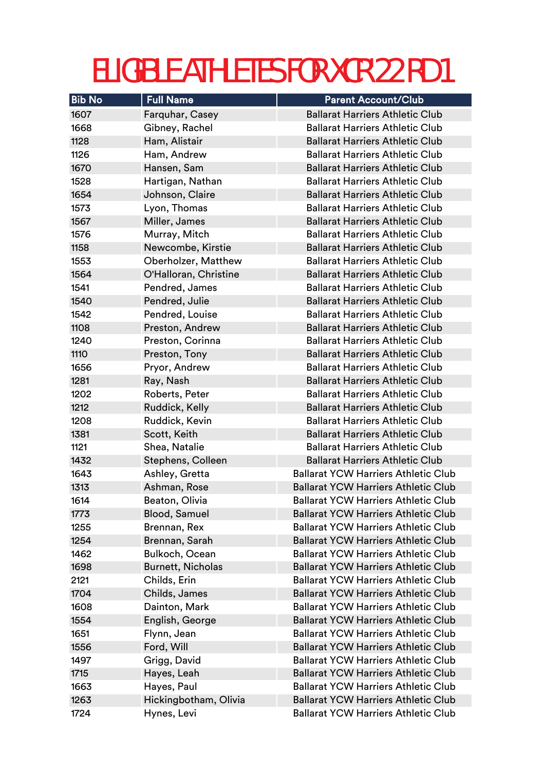# ELIGIBLE ATHLETES FOR XCR'22 RD1

| Bib No | Full Name | Parent Account/Club |
|---|---|---|
| 1607 | Farquhar, Casey | Ballarat Harriers Athletic Club |
| 1668 | Gibney, Rachel | Ballarat Harriers Athletic Club |
| 1128 | Ham, Alistair | Ballarat Harriers Athletic Club |
| 1126 | Ham, Andrew | Ballarat Harriers Athletic Club |
| 1670 | Hansen, Sam | Ballarat Harriers Athletic Club |
| 1528 | Hartigan, Nathan | Ballarat Harriers Athletic Club |
| 1654 | Johnson, Claire | Ballarat Harriers Athletic Club |
| 1573 | Lyon, Thomas | Ballarat Harriers Athletic Club |
| 1567 | Miller, James | Ballarat Harriers Athletic Club |
| 1576 | Murray, Mitch | Ballarat Harriers Athletic Club |
| 1158 | Newcombe, Kirstie | Ballarat Harriers Athletic Club |
| 1553 | Oberholzer, Matthew | Ballarat Harriers Athletic Club |
| 1564 | O'Halloran, Christine | Ballarat Harriers Athletic Club |
| 1541 | Pendred, James | Ballarat Harriers Athletic Club |
| 1540 | Pendred, Julie | Ballarat Harriers Athletic Club |
| 1542 | Pendred, Louise | Ballarat Harriers Athletic Club |
| 1108 | Preston, Andrew | Ballarat Harriers Athletic Club |
| 1240 | Preston, Corinna | Ballarat Harriers Athletic Club |
| 1110 | Preston, Tony | Ballarat Harriers Athletic Club |
| 1656 | Pryor, Andrew | Ballarat Harriers Athletic Club |
| 1281 | Ray, Nash | Ballarat Harriers Athletic Club |
| 1202 | Roberts, Peter | Ballarat Harriers Athletic Club |
| 1212 | Ruddick, Kelly | Ballarat Harriers Athletic Club |
| 1208 | Ruddick, Kevin | Ballarat Harriers Athletic Club |
| 1381 | Scott, Keith | Ballarat Harriers Athletic Club |
| 1121 | Shea, Natalie | Ballarat Harriers Athletic Club |
| 1432 | Stephens, Colleen | Ballarat Harriers Athletic Club |
| 1643 | Ashley, Gretta | Ballarat YCW Harriers Athletic Club |
| 1313 | Ashman, Rose | Ballarat YCW Harriers Athletic Club |
| 1614 | Beaton, Olivia | Ballarat YCW Harriers Athletic Club |
| 1773 | Blood, Samuel | Ballarat YCW Harriers Athletic Club |
| 1255 | Brennan, Rex | Ballarat YCW Harriers Athletic Club |
| 1254 | Brennan, Sarah | Ballarat YCW Harriers Athletic Club |
| 1462 | Bulkoch, Ocean | Ballarat YCW Harriers Athletic Club |
| 1698 | Burnett, Nicholas | Ballarat YCW Harriers Athletic Club |
| 2121 | Childs, Erin | Ballarat YCW Harriers Athletic Club |
| 1704 | Childs, James | Ballarat YCW Harriers Athletic Club |
| 1608 | Dainton, Mark | Ballarat YCW Harriers Athletic Club |
| 1554 | English, George | Ballarat YCW Harriers Athletic Club |
| 1651 | Flynn, Jean | Ballarat YCW Harriers Athletic Club |
| 1556 | Ford, Will | Ballarat YCW Harriers Athletic Club |
| 1497 | Grigg, David | Ballarat YCW Harriers Athletic Club |
| 1715 | Hayes, Leah | Ballarat YCW Harriers Athletic Club |
| 1663 | Hayes, Paul | Ballarat YCW Harriers Athletic Club |
| 1263 | Hickingbotham, Olivia | Ballarat YCW Harriers Athletic Club |
| 1724 | Hynes, Levi | Ballarat YCW Harriers Athletic Club |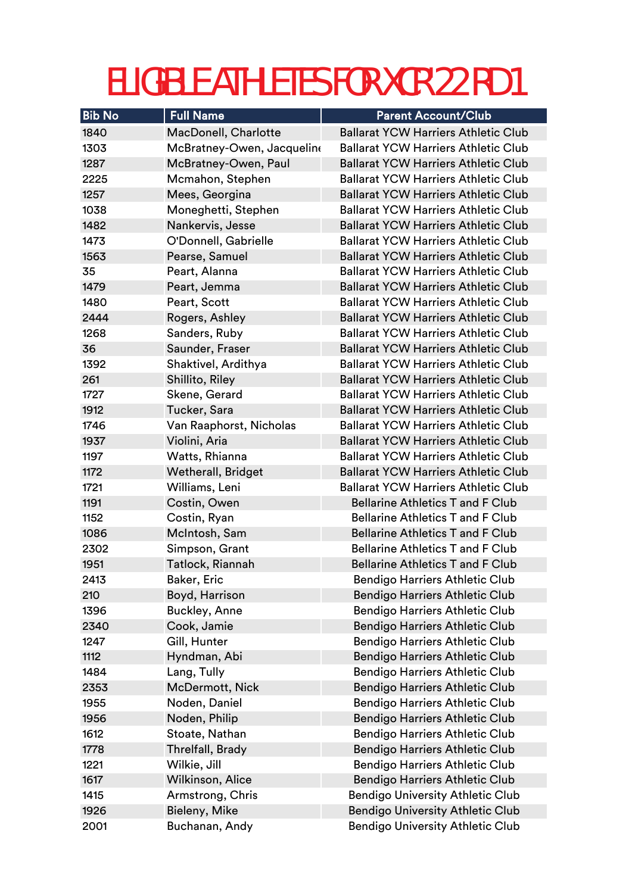# ELIGIBLE ATHLETES FOR XCR'22 RD1

| Bib No | Full Name | Parent Account/Club |
|---|---|---|
| 1840 | MacDonell, Charlotte | Ballarat YCW Harriers Athletic Club |
| 1303 | McBratney-Owen, Jacqueline | Ballarat YCW Harriers Athletic Club |
| 1287 | McBratney-Owen, Paul | Ballarat YCW Harriers Athletic Club |
| 2225 | Mcmahon, Stephen | Ballarat YCW Harriers Athletic Club |
| 1257 | Mees, Georgina | Ballarat YCW Harriers Athletic Club |
| 1038 | Moneghetti, Stephen | Ballarat YCW Harriers Athletic Club |
| 1482 | Nankervis, Jesse | Ballarat YCW Harriers Athletic Club |
| 1473 | O'Donnell, Gabrielle | Ballarat YCW Harriers Athletic Club |
| 1563 | Pearse, Samuel | Ballarat YCW Harriers Athletic Club |
| 35 | Peart, Alanna | Ballarat YCW Harriers Athletic Club |
| 1479 | Peart, Jemma | Ballarat YCW Harriers Athletic Club |
| 1480 | Peart, Scott | Ballarat YCW Harriers Athletic Club |
| 2444 | Rogers, Ashley | Ballarat YCW Harriers Athletic Club |
| 1268 | Sanders, Ruby | Ballarat YCW Harriers Athletic Club |
| 36 | Saunder, Fraser | Ballarat YCW Harriers Athletic Club |
| 1392 | Shaktivel, Ardithya | Ballarat YCW Harriers Athletic Club |
| 261 | Shillito, Riley | Ballarat YCW Harriers Athletic Club |
| 1727 | Skene, Gerard | Ballarat YCW Harriers Athletic Club |
| 1912 | Tucker, Sara | Ballarat YCW Harriers Athletic Club |
| 1746 | Van Raaphorst, Nicholas | Ballarat YCW Harriers Athletic Club |
| 1937 | Violini, Aria | Ballarat YCW Harriers Athletic Club |
| 1197 | Watts, Rhianna | Ballarat YCW Harriers Athletic Club |
| 1172 | Wetherall, Bridget | Ballarat YCW Harriers Athletic Club |
| 1721 | Williams, Leni | Ballarat YCW Harriers Athletic Club |
| 1191 | Costin, Owen | Bellarine Athletics T and F Club |
| 1152 | Costin, Ryan | Bellarine Athletics T and F Club |
| 1086 | McIntosh, Sam | Bellarine Athletics T and F Club |
| 2302 | Simpson, Grant | Bellarine Athletics T and F Club |
| 1951 | Tatlock, Riannah | Bellarine Athletics T and F Club |
| 2413 | Baker, Eric | Bendigo Harriers Athletic Club |
| 210 | Boyd, Harrison | Bendigo Harriers Athletic Club |
| 1396 | Buckley, Anne | Bendigo Harriers Athletic Club |
| 2340 | Cook, Jamie | Bendigo Harriers Athletic Club |
| 1247 | Gill, Hunter | Bendigo Harriers Athletic Club |
| 1112 | Hyndman, Abi | Bendigo Harriers Athletic Club |
| 1484 | Lang, Tully | Bendigo Harriers Athletic Club |
| 2353 | McDermott, Nick | Bendigo Harriers Athletic Club |
| 1955 | Noden, Daniel | Bendigo Harriers Athletic Club |
| 1956 | Noden, Philip | Bendigo Harriers Athletic Club |
| 1612 | Stoate, Nathan | Bendigo Harriers Athletic Club |
| 1778 | Threlfall, Brady | Bendigo Harriers Athletic Club |
| 1221 | Wilkie, Jill | Bendigo Harriers Athletic Club |
| 1617 | Wilkinson, Alice | Bendigo Harriers Athletic Club |
| 1415 | Armstrong, Chris | Bendigo University Athletic Club |
| 1926 | Bieleny, Mike | Bendigo University Athletic Club |
| 2001 | Buchanan, Andy | Bendigo University Athletic Club |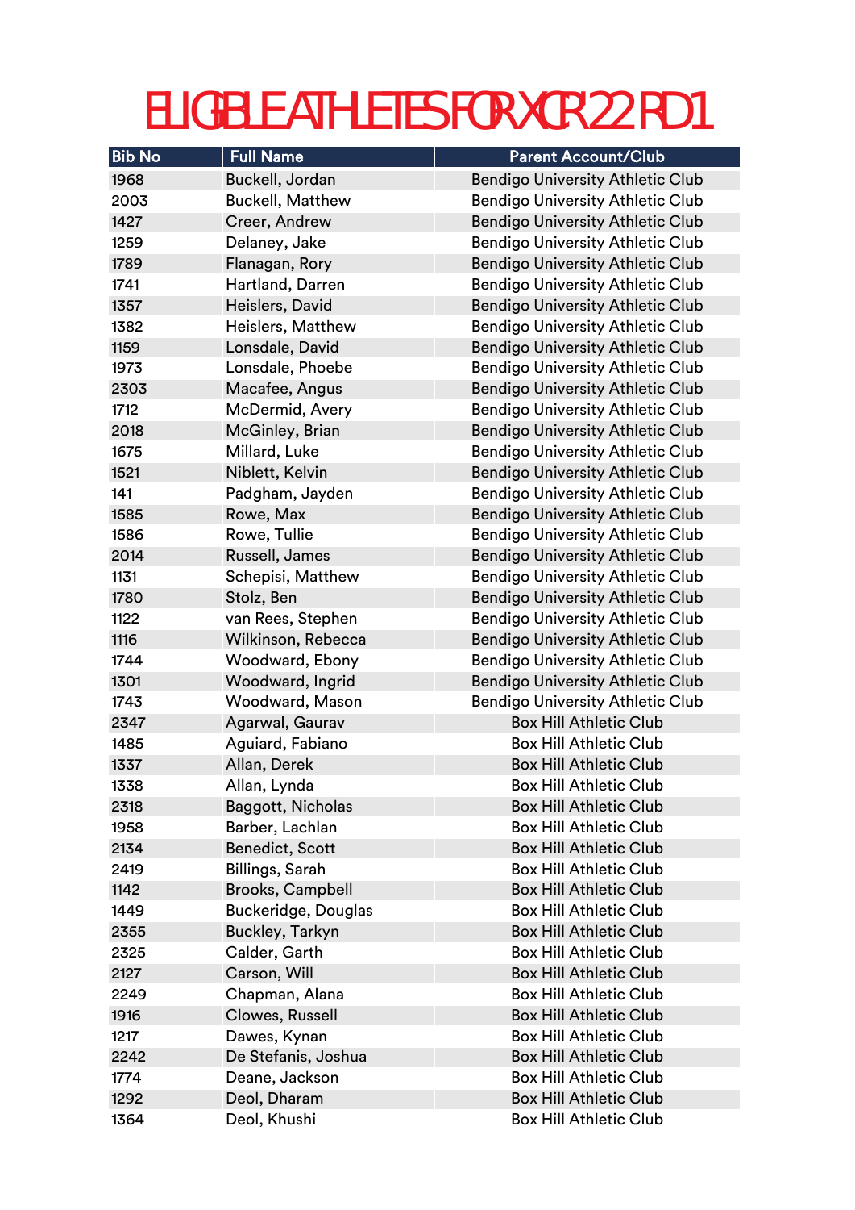# ELIGIBLE ATHLETES FOR XCR'22 RD1

| Bib No | Full Name | Parent Account/Club |
|---|---|---|
| 1968 | Buckell, Jordan | Bendigo University Athletic Club |
| 2003 | Buckell, Matthew | Bendigo University Athletic Club |
| 1427 | Creer, Andrew | Bendigo University Athletic Club |
| 1259 | Delaney, Jake | Bendigo University Athletic Club |
| 1789 | Flanagan, Rory | Bendigo University Athletic Club |
| 1741 | Hartland, Darren | Bendigo University Athletic Club |
| 1357 | Heislers, David | Bendigo University Athletic Club |
| 1382 | Heislers, Matthew | Bendigo University Athletic Club |
| 1159 | Lonsdale, David | Bendigo University Athletic Club |
| 1973 | Lonsdale, Phoebe | Bendigo University Athletic Club |
| 2303 | Macafee, Angus | Bendigo University Athletic Club |
| 1712 | McDermid, Avery | Bendigo University Athletic Club |
| 2018 | McGinley, Brian | Bendigo University Athletic Club |
| 1675 | Millard, Luke | Bendigo University Athletic Club |
| 1521 | Niblett, Kelvin | Bendigo University Athletic Club |
| 141 | Padgham, Jayden | Bendigo University Athletic Club |
| 1585 | Rowe, Max | Bendigo University Athletic Club |
| 1586 | Rowe, Tullie | Bendigo University Athletic Club |
| 2014 | Russell, James | Bendigo University Athletic Club |
| 1131 | Schepisi, Matthew | Bendigo University Athletic Club |
| 1780 | Stolz, Ben | Bendigo University Athletic Club |
| 1122 | van Rees, Stephen | Bendigo University Athletic Club |
| 1116 | Wilkinson, Rebecca | Bendigo University Athletic Club |
| 1744 | Woodward, Ebony | Bendigo University Athletic Club |
| 1301 | Woodward, Ingrid | Bendigo University Athletic Club |
| 1743 | Woodward, Mason | Bendigo University Athletic Club |
| 2347 | Agarwal, Gaurav | Box Hill Athletic Club |
| 1485 | Aguiard, Fabiano | Box Hill Athletic Club |
| 1337 | Allan, Derek | Box Hill Athletic Club |
| 1338 | Allan, Lynda | Box Hill Athletic Club |
| 2318 | Baggott, Nicholas | Box Hill Athletic Club |
| 1958 | Barber, Lachlan | Box Hill Athletic Club |
| 2134 | Benedict, Scott | Box Hill Athletic Club |
| 2419 | Billings, Sarah | Box Hill Athletic Club |
| 1142 | Brooks, Campbell | Box Hill Athletic Club |
| 1449 | Buckeridge, Douglas | Box Hill Athletic Club |
| 2355 | Buckley, Tarkyn | Box Hill Athletic Club |
| 2325 | Calder, Garth | Box Hill Athletic Club |
| 2127 | Carson, Will | Box Hill Athletic Club |
| 2249 | Chapman, Alana | Box Hill Athletic Club |
| 1916 | Clowes, Russell | Box Hill Athletic Club |
| 1217 | Dawes, Kynan | Box Hill Athletic Club |
| 2242 | De Stefanis, Joshua | Box Hill Athletic Club |
| 1774 | Deane, Jackson | Box Hill Athletic Club |
| 1292 | Deol, Dharam | Box Hill Athletic Club |
| 1364 | Deol, Khushi | Box Hill Athletic Club |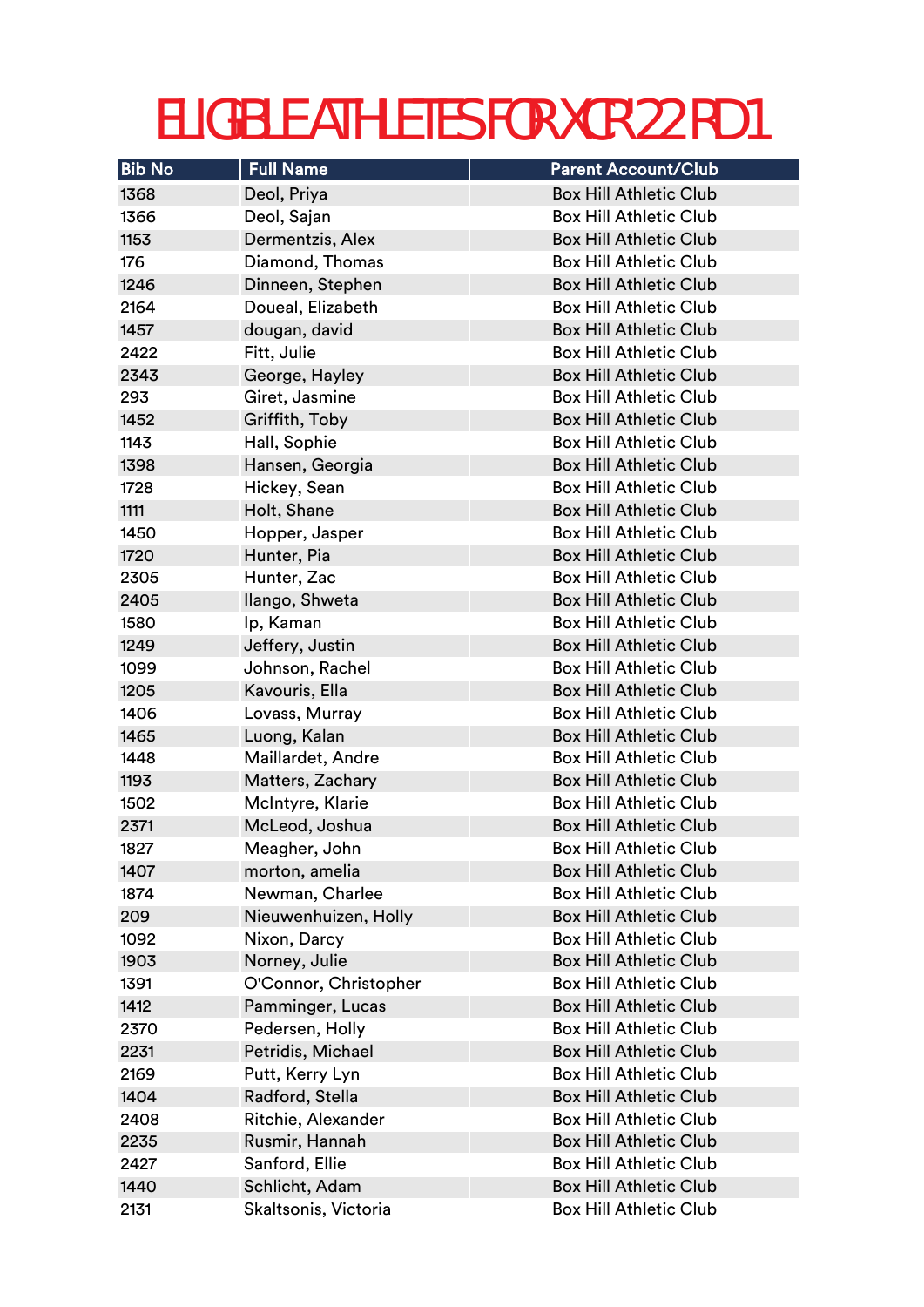# ELIGIBLE ATHLETES FOR XCR'22 RD1

| Bib No | Full Name | Parent Account/Club |
|---|---|---|
| 1368 | Deol, Priya | Box Hill Athletic Club |
| 1366 | Deol, Sajan | Box Hill Athletic Club |
| 1153 | Dermentzis, Alex | Box Hill Athletic Club |
| 176 | Diamond, Thomas | Box Hill Athletic Club |
| 1246 | Dinneen, Stephen | Box Hill Athletic Club |
| 2164 | Doueal, Elizabeth | Box Hill Athletic Club |
| 1457 | dougan, david | Box Hill Athletic Club |
| 2422 | Fitt, Julie | Box Hill Athletic Club |
| 2343 | George, Hayley | Box Hill Athletic Club |
| 293 | Giret, Jasmine | Box Hill Athletic Club |
| 1452 | Griffith, Toby | Box Hill Athletic Club |
| 1143 | Hall, Sophie | Box Hill Athletic Club |
| 1398 | Hansen, Georgia | Box Hill Athletic Club |
| 1728 | Hickey, Sean | Box Hill Athletic Club |
| 1111 | Holt, Shane | Box Hill Athletic Club |
| 1450 | Hopper, Jasper | Box Hill Athletic Club |
| 1720 | Hunter, Pia | Box Hill Athletic Club |
| 2305 | Hunter, Zac | Box Hill Athletic Club |
| 2405 | Ilango, Shweta | Box Hill Athletic Club |
| 1580 | Ip, Kaman | Box Hill Athletic Club |
| 1249 | Jeffery, Justin | Box Hill Athletic Club |
| 1099 | Johnson, Rachel | Box Hill Athletic Club |
| 1205 | Kavouris, Ella | Box Hill Athletic Club |
| 1406 | Lovass, Murray | Box Hill Athletic Club |
| 1465 | Luong, Kalan | Box Hill Athletic Club |
| 1448 | Maillardet, Andre | Box Hill Athletic Club |
| 1193 | Matters, Zachary | Box Hill Athletic Club |
| 1502 | McIntyre, Klarie | Box Hill Athletic Club |
| 2371 | McLeod, Joshua | Box Hill Athletic Club |
| 1827 | Meagher, John | Box Hill Athletic Club |
| 1407 | morton, amelia | Box Hill Athletic Club |
| 1874 | Newman, Charlee | Box Hill Athletic Club |
| 209 | Nieuwenhuizen, Holly | Box Hill Athletic Club |
| 1092 | Nixon, Darcy | Box Hill Athletic Club |
| 1903 | Norney, Julie | Box Hill Athletic Club |
| 1391 | O'Connor, Christopher | Box Hill Athletic Club |
| 1412 | Pamminger, Lucas | Box Hill Athletic Club |
| 2370 | Pedersen, Holly | Box Hill Athletic Club |
| 2231 | Petridis, Michael | Box Hill Athletic Club |
| 2169 | Putt, Kerry Lyn | Box Hill Athletic Club |
| 1404 | Radford, Stella | Box Hill Athletic Club |
| 2408 | Ritchie, Alexander | Box Hill Athletic Club |
| 2235 | Rusmir, Hannah | Box Hill Athletic Club |
| 2427 | Sanford, Ellie | Box Hill Athletic Club |
| 1440 | Schlicht, Adam | Box Hill Athletic Club |
| 2131 | Skaltsonis, Victoria | Box Hill Athletic Club |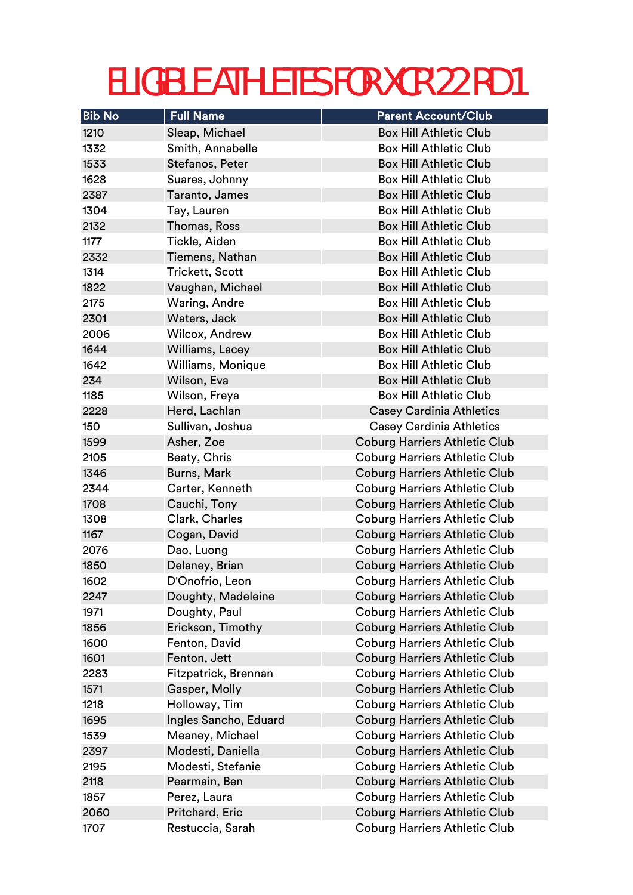# ELIGIBLE ATHLETES FOR XCR'22 RD1

| Bib No | Full Name | Parent Account/Club |
|---|---|---|
| 1210 | Sleap, Michael | Box Hill Athletic Club |
| 1332 | Smith, Annabelle | Box Hill Athletic Club |
| 1533 | Stefanos, Peter | Box Hill Athletic Club |
| 1628 | Suares, Johnny | Box Hill Athletic Club |
| 2387 | Taranto, James | Box Hill Athletic Club |
| 1304 | Tay, Lauren | Box Hill Athletic Club |
| 2132 | Thomas, Ross | Box Hill Athletic Club |
| 1177 | Tickle, Aiden | Box Hill Athletic Club |
| 2332 | Tiemens, Nathan | Box Hill Athletic Club |
| 1314 | Trickett, Scott | Box Hill Athletic Club |
| 1822 | Vaughan, Michael | Box Hill Athletic Club |
| 2175 | Waring, Andre | Box Hill Athletic Club |
| 2301 | Waters, Jack | Box Hill Athletic Club |
| 2006 | Wilcox, Andrew | Box Hill Athletic Club |
| 1644 | Williams, Lacey | Box Hill Athletic Club |
| 1642 | Williams, Monique | Box Hill Athletic Club |
| 234 | Wilson, Eva | Box Hill Athletic Club |
| 1185 | Wilson, Freya | Box Hill Athletic Club |
| 2228 | Herd, Lachlan | Casey Cardinia Athletics |
| 150 | Sullivan, Joshua | Casey Cardinia Athletics |
| 1599 | Asher, Zoe | Coburg Harriers Athletic Club |
| 2105 | Beaty, Chris | Coburg Harriers Athletic Club |
| 1346 | Burns, Mark | Coburg Harriers Athletic Club |
| 2344 | Carter, Kenneth | Coburg Harriers Athletic Club |
| 1708 | Cauchi, Tony | Coburg Harriers Athletic Club |
| 1308 | Clark, Charles | Coburg Harriers Athletic Club |
| 1167 | Cogan, David | Coburg Harriers Athletic Club |
| 2076 | Dao, Luong | Coburg Harriers Athletic Club |
| 1850 | Delaney, Brian | Coburg Harriers Athletic Club |
| 1602 | D'Onofrio, Leon | Coburg Harriers Athletic Club |
| 2247 | Doughty, Madeleine | Coburg Harriers Athletic Club |
| 1971 | Doughty, Paul | Coburg Harriers Athletic Club |
| 1856 | Erickson, Timothy | Coburg Harriers Athletic Club |
| 1600 | Fenton, David | Coburg Harriers Athletic Club |
| 1601 | Fenton, Jett | Coburg Harriers Athletic Club |
| 2283 | Fitzpatrick, Brennan | Coburg Harriers Athletic Club |
| 1571 | Gasper, Molly | Coburg Harriers Athletic Club |
| 1218 | Holloway, Tim | Coburg Harriers Athletic Club |
| 1695 | Ingles Sancho, Eduard | Coburg Harriers Athletic Club |
| 1539 | Meaney, Michael | Coburg Harriers Athletic Club |
| 2397 | Modesti, Daniella | Coburg Harriers Athletic Club |
| 2195 | Modesti, Stefanie | Coburg Harriers Athletic Club |
| 2118 | Pearmain, Ben | Coburg Harriers Athletic Club |
| 1857 | Perez, Laura | Coburg Harriers Athletic Club |
| 2060 | Pritchard, Eric | Coburg Harriers Athletic Club |
| 1707 | Restuccia, Sarah | Coburg Harriers Athletic Club |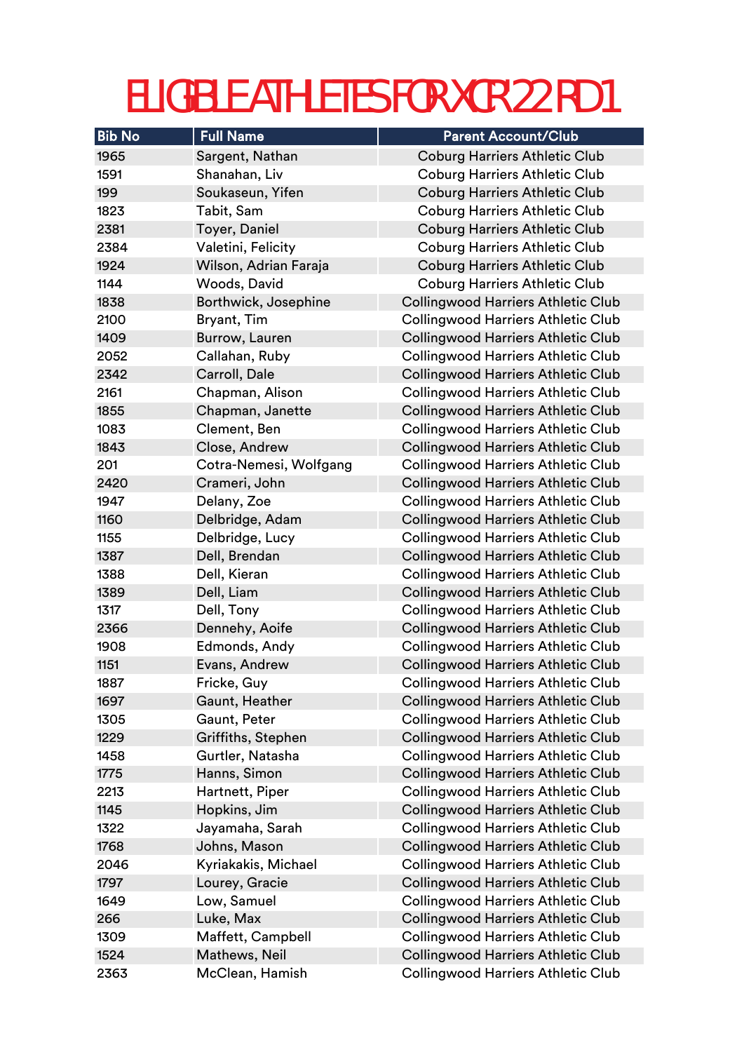# ELIGIBLE ATHLETES FOR XCR'22 RD1

| Bib No | Full Name | Parent Account/Club |
|---|---|---|
| 1965 | Sargent, Nathan | Coburg Harriers Athletic Club |
| 1591 | Shanahan, Liv | Coburg Harriers Athletic Club |
| 199 | Soukaseun, Yifen | Coburg Harriers Athletic Club |
| 1823 | Tabit, Sam | Coburg Harriers Athletic Club |
| 2381 | Toyer, Daniel | Coburg Harriers Athletic Club |
| 2384 | Valetini, Felicity | Coburg Harriers Athletic Club |
| 1924 | Wilson, Adrian Faraja | Coburg Harriers Athletic Club |
| 1144 | Woods, David | Coburg Harriers Athletic Club |
| 1838 | Borthwick, Josephine | Collingwood Harriers Athletic Club |
| 2100 | Bryant, Tim | Collingwood Harriers Athletic Club |
| 1409 | Burrow, Lauren | Collingwood Harriers Athletic Club |
| 2052 | Callahan, Ruby | Collingwood Harriers Athletic Club |
| 2342 | Carroll, Dale | Collingwood Harriers Athletic Club |
| 2161 | Chapman, Alison | Collingwood Harriers Athletic Club |
| 1855 | Chapman, Janette | Collingwood Harriers Athletic Club |
| 1083 | Clement, Ben | Collingwood Harriers Athletic Club |
| 1843 | Close, Andrew | Collingwood Harriers Athletic Club |
| 201 | Cotra-Nemesi, Wolfgang | Collingwood Harriers Athletic Club |
| 2420 | Crameri, John | Collingwood Harriers Athletic Club |
| 1947 | Delany, Zoe | Collingwood Harriers Athletic Club |
| 1160 | Delbridge, Adam | Collingwood Harriers Athletic Club |
| 1155 | Delbridge, Lucy | Collingwood Harriers Athletic Club |
| 1387 | Dell, Brendan | Collingwood Harriers Athletic Club |
| 1388 | Dell, Kieran | Collingwood Harriers Athletic Club |
| 1389 | Dell, Liam | Collingwood Harriers Athletic Club |
| 1317 | Dell, Tony | Collingwood Harriers Athletic Club |
| 2366 | Dennehy, Aoife | Collingwood Harriers Athletic Club |
| 1908 | Edmonds, Andy | Collingwood Harriers Athletic Club |
| 1151 | Evans, Andrew | Collingwood Harriers Athletic Club |
| 1887 | Fricke, Guy | Collingwood Harriers Athletic Club |
| 1697 | Gaunt, Heather | Collingwood Harriers Athletic Club |
| 1305 | Gaunt, Peter | Collingwood Harriers Athletic Club |
| 1229 | Griffiths, Stephen | Collingwood Harriers Athletic Club |
| 1458 | Gurtler, Natasha | Collingwood Harriers Athletic Club |
| 1775 | Hanns, Simon | Collingwood Harriers Athletic Club |
| 2213 | Hartnett, Piper | Collingwood Harriers Athletic Club |
| 1145 | Hopkins, Jim | Collingwood Harriers Athletic Club |
| 1322 | Jayamaha, Sarah | Collingwood Harriers Athletic Club |
| 1768 | Johns, Mason | Collingwood Harriers Athletic Club |
| 2046 | Kyriakakis, Michael | Collingwood Harriers Athletic Club |
| 1797 | Lourey, Gracie | Collingwood Harriers Athletic Club |
| 1649 | Low, Samuel | Collingwood Harriers Athletic Club |
| 266 | Luke, Max | Collingwood Harriers Athletic Club |
| 1309 | Maffett, Campbell | Collingwood Harriers Athletic Club |
| 1524 | Mathews, Neil | Collingwood Harriers Athletic Club |
| 2363 | McClean, Hamish | Collingwood Harriers Athletic Club |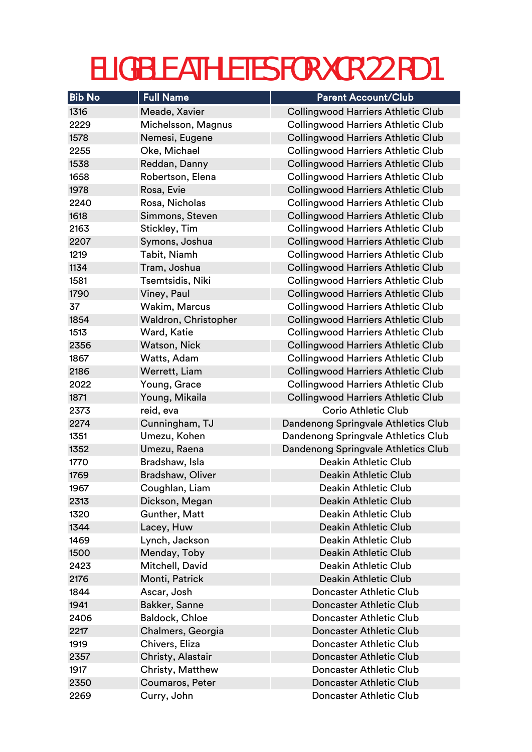# ELIGIBLE ATHLETES FOR XCR'22 RD1

| Bib No | Full Name | Parent Account/Club |
|---|---|---|
| 1316 | Meade, Xavier | Collingwood Harriers Athletic Club |
| 2229 | Michelsson, Magnus | Collingwood Harriers Athletic Club |
| 1578 | Nemesi, Eugene | Collingwood Harriers Athletic Club |
| 2255 | Oke, Michael | Collingwood Harriers Athletic Club |
| 1538 | Reddan, Danny | Collingwood Harriers Athletic Club |
| 1658 | Robertson, Elena | Collingwood Harriers Athletic Club |
| 1978 | Rosa, Evie | Collingwood Harriers Athletic Club |
| 2240 | Rosa, Nicholas | Collingwood Harriers Athletic Club |
| 1618 | Simmons, Steven | Collingwood Harriers Athletic Club |
| 2163 | Stickley, Tim | Collingwood Harriers Athletic Club |
| 2207 | Symons, Joshua | Collingwood Harriers Athletic Club |
| 1219 | Tabit, Niamh | Collingwood Harriers Athletic Club |
| 1134 | Tram, Joshua | Collingwood Harriers Athletic Club |
| 1581 | Tsemtsidis, Niki | Collingwood Harriers Athletic Club |
| 1790 | Viney, Paul | Collingwood Harriers Athletic Club |
| 37 | Wakim, Marcus | Collingwood Harriers Athletic Club |
| 1854 | Waldron, Christopher | Collingwood Harriers Athletic Club |
| 1513 | Ward, Katie | Collingwood Harriers Athletic Club |
| 2356 | Watson, Nick | Collingwood Harriers Athletic Club |
| 1867 | Watts, Adam | Collingwood Harriers Athletic Club |
| 2186 | Werrett, Liam | Collingwood Harriers Athletic Club |
| 2022 | Young, Grace | Collingwood Harriers Athletic Club |
| 1871 | Young, Mikaila | Collingwood Harriers Athletic Club |
| 2373 | reid, eva | Corio Athletic Club |
| 2274 | Cunningham, TJ | Dandenong Springvale Athletics Club |
| 1351 | Umezu, Kohen | Dandenong Springvale Athletics Club |
| 1352 | Umezu, Raena | Dandenong Springvale Athletics Club |
| 1770 | Bradshaw, Isla | Deakin Athletic Club |
| 1769 | Bradshaw, Oliver | Deakin Athletic Club |
| 1967 | Coughlan, Liam | Deakin Athletic Club |
| 2313 | Dickson, Megan | Deakin Athletic Club |
| 1320 | Gunther, Matt | Deakin Athletic Club |
| 1344 | Lacey, Huw | Deakin Athletic Club |
| 1469 | Lynch, Jackson | Deakin Athletic Club |
| 1500 | Menday, Toby | Deakin Athletic Club |
| 2423 | Mitchell, David | Deakin Athletic Club |
| 2176 | Monti, Patrick | Deakin Athletic Club |
| 1844 | Ascar, Josh | Doncaster Athletic Club |
| 1941 | Bakker, Sanne | Doncaster Athletic Club |
| 2406 | Baldock, Chloe | Doncaster Athletic Club |
| 2217 | Chalmers, Georgia | Doncaster Athletic Club |
| 1919 | Chivers, Eliza | Doncaster Athletic Club |
| 2357 | Christy, Alastair | Doncaster Athletic Club |
| 1917 | Christy, Matthew | Doncaster Athletic Club |
| 2350 | Coumaros, Peter | Doncaster Athletic Club |
| 2269 | Curry, John | Doncaster Athletic Club |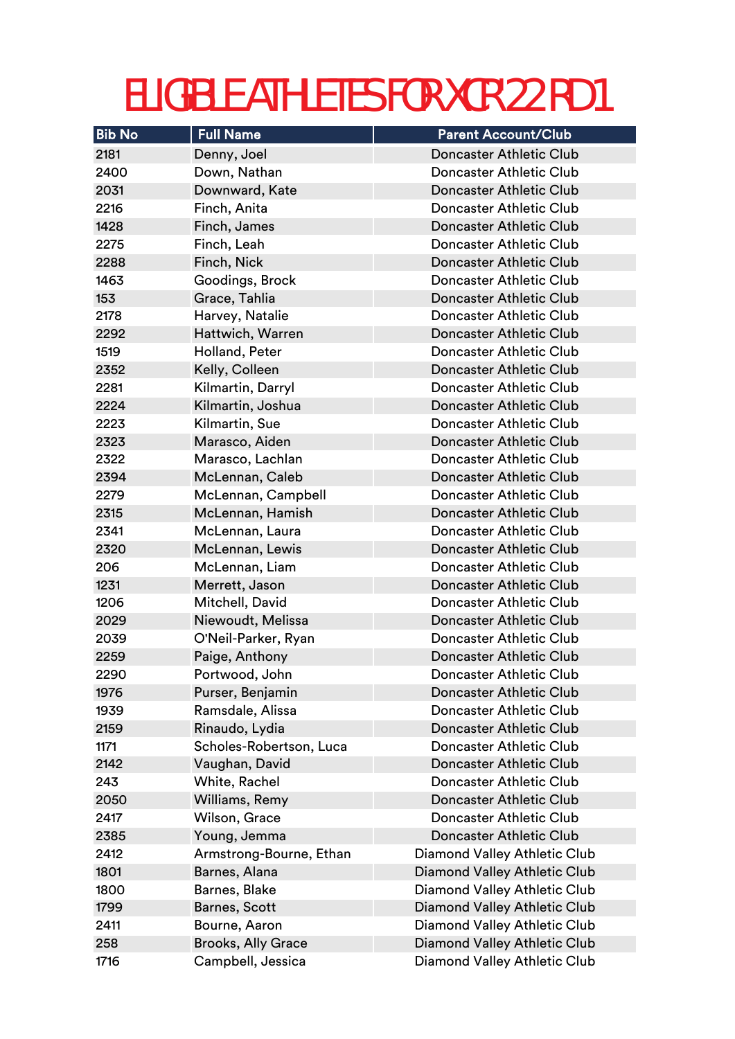# ELIGIBLE ATHLETES FOR XCR'22 RD1

| Bib No | Full Name | Parent Account/Club |
|---|---|---|
| 2181 | Denny, Joel | Doncaster Athletic Club |
| 2400 | Down, Nathan | Doncaster Athletic Club |
| 2031 | Downward, Kate | Doncaster Athletic Club |
| 2216 | Finch, Anita | Doncaster Athletic Club |
| 1428 | Finch, James | Doncaster Athletic Club |
| 2275 | Finch, Leah | Doncaster Athletic Club |
| 2288 | Finch, Nick | Doncaster Athletic Club |
| 1463 | Goodings, Brock | Doncaster Athletic Club |
| 153 | Grace, Tahlia | Doncaster Athletic Club |
| 2178 | Harvey, Natalie | Doncaster Athletic Club |
| 2292 | Hattwich, Warren | Doncaster Athletic Club |
| 1519 | Holland, Peter | Doncaster Athletic Club |
| 2352 | Kelly, Colleen | Doncaster Athletic Club |
| 2281 | Kilmartin, Darryl | Doncaster Athletic Club |
| 2224 | Kilmartin, Joshua | Doncaster Athletic Club |
| 2223 | Kilmartin, Sue | Doncaster Athletic Club |
| 2323 | Marasco, Aiden | Doncaster Athletic Club |
| 2322 | Marasco, Lachlan | Doncaster Athletic Club |
| 2394 | McLennan, Caleb | Doncaster Athletic Club |
| 2279 | McLennan, Campbell | Doncaster Athletic Club |
| 2315 | McLennan, Hamish | Doncaster Athletic Club |
| 2341 | McLennan, Laura | Doncaster Athletic Club |
| 2320 | McLennan, Lewis | Doncaster Athletic Club |
| 206 | McLennan, Liam | Doncaster Athletic Club |
| 1231 | Merrett, Jason | Doncaster Athletic Club |
| 1206 | Mitchell, David | Doncaster Athletic Club |
| 2029 | Niewoudt, Melissa | Doncaster Athletic Club |
| 2039 | O'Neil-Parker, Ryan | Doncaster Athletic Club |
| 2259 | Paige, Anthony | Doncaster Athletic Club |
| 2290 | Portwood, John | Doncaster Athletic Club |
| 1976 | Purser, Benjamin | Doncaster Athletic Club |
| 1939 | Ramsdale, Alissa | Doncaster Athletic Club |
| 2159 | Rinaudo, Lydia | Doncaster Athletic Club |
| 1171 | Scholes-Robertson, Luca | Doncaster Athletic Club |
| 2142 | Vaughan, David | Doncaster Athletic Club |
| 243 | White, Rachel | Doncaster Athletic Club |
| 2050 | Williams, Remy | Doncaster Athletic Club |
| 2417 | Wilson, Grace | Doncaster Athletic Club |
| 2385 | Young, Jemma | Doncaster Athletic Club |
| 2412 | Armstrong-Bourne, Ethan | Diamond Valley Athletic Club |
| 1801 | Barnes, Alana | Diamond Valley Athletic Club |
| 1800 | Barnes, Blake | Diamond Valley Athletic Club |
| 1799 | Barnes, Scott | Diamond Valley Athletic Club |
| 2411 | Bourne, Aaron | Diamond Valley Athletic Club |
| 258 | Brooks, Ally Grace | Diamond Valley Athletic Club |
| 1716 | Campbell, Jessica | Diamond Valley Athletic Club |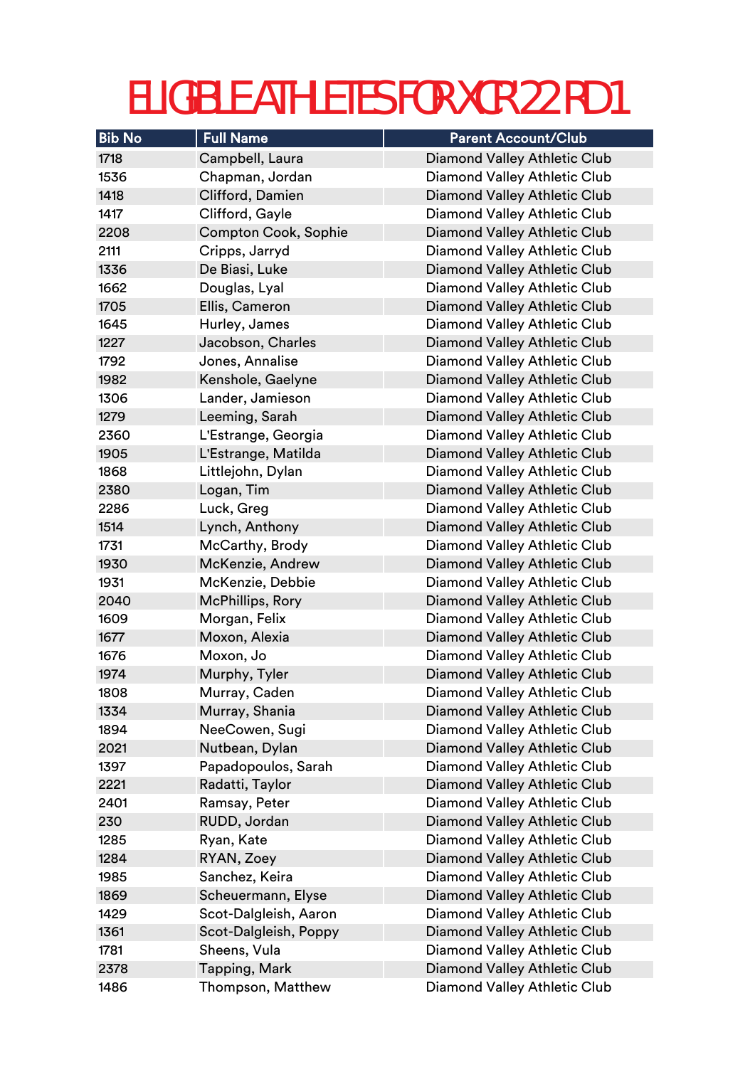# ELIGIBLE ATHLETES FOR XCR'22 RD1

| Bib No | Full Name | Parent Account/Club |
|---|---|---|
| 1718 | Campbell, Laura | Diamond Valley Athletic Club |
| 1536 | Chapman, Jordan | Diamond Valley Athletic Club |
| 1418 | Clifford, Damien | Diamond Valley Athletic Club |
| 1417 | Clifford, Gayle | Diamond Valley Athletic Club |
| 2208 | Compton Cook, Sophie | Diamond Valley Athletic Club |
| 2111 | Cripps, Jarryd | Diamond Valley Athletic Club |
| 1336 | De Biasi, Luke | Diamond Valley Athletic Club |
| 1662 | Douglas, Lyal | Diamond Valley Athletic Club |
| 1705 | Ellis, Cameron | Diamond Valley Athletic Club |
| 1645 | Hurley, James | Diamond Valley Athletic Club |
| 1227 | Jacobson, Charles | Diamond Valley Athletic Club |
| 1792 | Jones, Annalise | Diamond Valley Athletic Club |
| 1982 | Kenshole, Gaelyne | Diamond Valley Athletic Club |
| 1306 | Lander, Jamieson | Diamond Valley Athletic Club |
| 1279 | Leeming, Sarah | Diamond Valley Athletic Club |
| 2360 | L'Estrange, Georgia | Diamond Valley Athletic Club |
| 1905 | L'Estrange, Matilda | Diamond Valley Athletic Club |
| 1868 | Littlejohn, Dylan | Diamond Valley Athletic Club |
| 2380 | Logan, Tim | Diamond Valley Athletic Club |
| 2286 | Luck, Greg | Diamond Valley Athletic Club |
| 1514 | Lynch, Anthony | Diamond Valley Athletic Club |
| 1731 | McCarthy, Brody | Diamond Valley Athletic Club |
| 1930 | McKenzie, Andrew | Diamond Valley Athletic Club |
| 1931 | McKenzie, Debbie | Diamond Valley Athletic Club |
| 2040 | McPhillips, Rory | Diamond Valley Athletic Club |
| 1609 | Morgan, Felix | Diamond Valley Athletic Club |
| 1677 | Moxon, Alexia | Diamond Valley Athletic Club |
| 1676 | Moxon, Jo | Diamond Valley Athletic Club |
| 1974 | Murphy, Tyler | Diamond Valley Athletic Club |
| 1808 | Murray, Caden | Diamond Valley Athletic Club |
| 1334 | Murray, Shania | Diamond Valley Athletic Club |
| 1894 | NeeCowen, Sugi | Diamond Valley Athletic Club |
| 2021 | Nutbean, Dylan | Diamond Valley Athletic Club |
| 1397 | Papadopoulos, Sarah | Diamond Valley Athletic Club |
| 2221 | Radatti, Taylor | Diamond Valley Athletic Club |
| 2401 | Ramsay, Peter | Diamond Valley Athletic Club |
| 230 | RUDD, Jordan | Diamond Valley Athletic Club |
| 1285 | Ryan, Kate | Diamond Valley Athletic Club |
| 1284 | RYAN, Zoey | Diamond Valley Athletic Club |
| 1985 | Sanchez, Keira | Diamond Valley Athletic Club |
| 1869 | Scheuermann, Elyse | Diamond Valley Athletic Club |
| 1429 | Scot-Dalgleish, Aaron | Diamond Valley Athletic Club |
| 1361 | Scot-Dalgleish, Poppy | Diamond Valley Athletic Club |
| 1781 | Sheens, Vula | Diamond Valley Athletic Club |
| 2378 | Tapping, Mark | Diamond Valley Athletic Club |
| 1486 | Thompson, Matthew | Diamond Valley Athletic Club |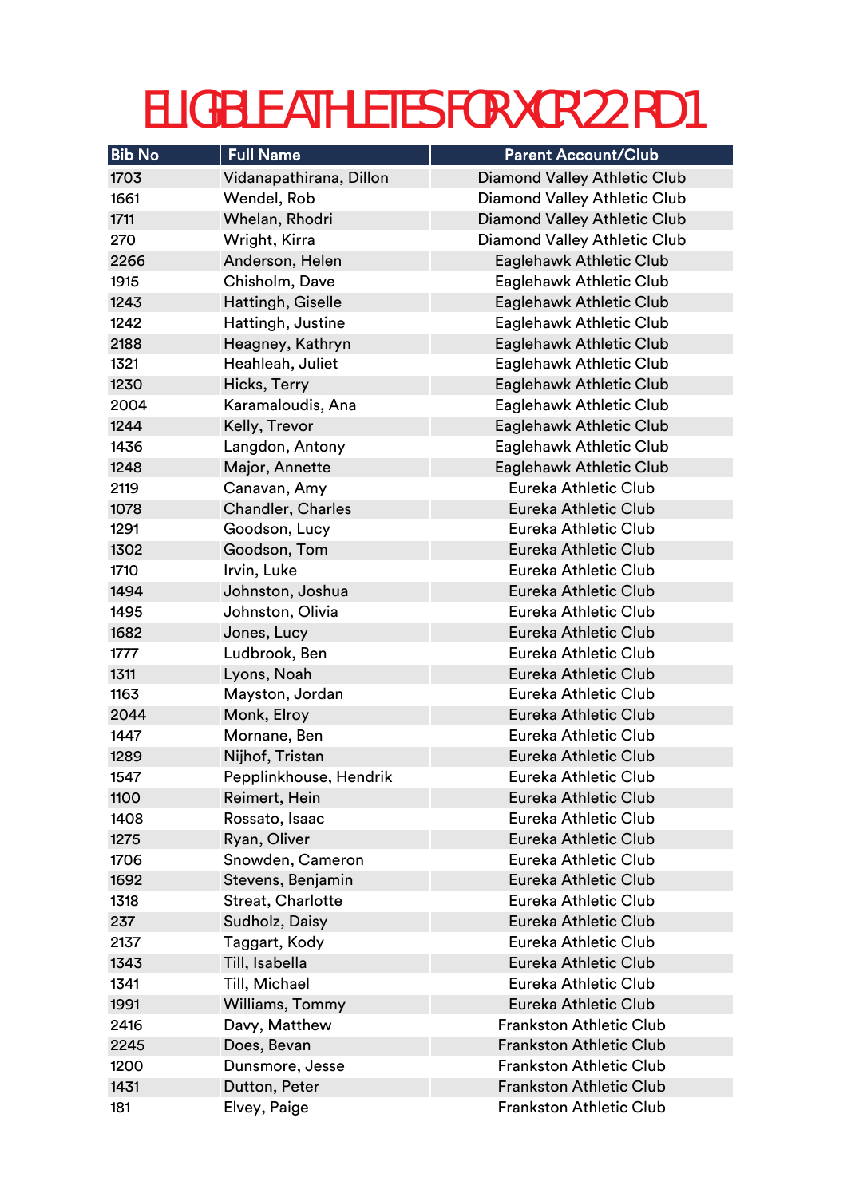# ELIGIBLE ATHLETES FOR XCR'22 RD1

| Bib No | Full Name | Parent Account/Club |
|---|---|---|
| 1703 | Vidanapathirana, Dillon | Diamond Valley Athletic Club |
| 1661 | Wendel, Rob | Diamond Valley Athletic Club |
| 1711 | Whelan, Rhodri | Diamond Valley Athletic Club |
| 270 | Wright, Kirra | Diamond Valley Athletic Club |
| 2266 | Anderson, Helen | Eaglehawk Athletic Club |
| 1915 | Chisholm, Dave | Eaglehawk Athletic Club |
| 1243 | Hattingh, Giselle | Eaglehawk Athletic Club |
| 1242 | Hattingh, Justine | Eaglehawk Athletic Club |
| 2188 | Heagney, Kathryn | Eaglehawk Athletic Club |
| 1321 | Heahleah, Juliet | Eaglehawk Athletic Club |
| 1230 | Hicks, Terry | Eaglehawk Athletic Club |
| 2004 | Karamaloudis, Ana | Eaglehawk Athletic Club |
| 1244 | Kelly, Trevor | Eaglehawk Athletic Club |
| 1436 | Langdon, Antony | Eaglehawk Athletic Club |
| 1248 | Major, Annette | Eaglehawk Athletic Club |
| 2119 | Canavan, Amy | Eureka Athletic Club |
| 1078 | Chandler, Charles | Eureka Athletic Club |
| 1291 | Goodson, Lucy | Eureka Athletic Club |
| 1302 | Goodson, Tom | Eureka Athletic Club |
| 1710 | Irvin, Luke | Eureka Athletic Club |
| 1494 | Johnston, Joshua | Eureka Athletic Club |
| 1495 | Johnston, Olivia | Eureka Athletic Club |
| 1682 | Jones, Lucy | Eureka Athletic Club |
| 1777 | Ludbrook, Ben | Eureka Athletic Club |
| 1311 | Lyons, Noah | Eureka Athletic Club |
| 1163 | Mayston, Jordan | Eureka Athletic Club |
| 2044 | Monk, Elroy | Eureka Athletic Club |
| 1447 | Mornane, Ben | Eureka Athletic Club |
| 1289 | Nijhof, Tristan | Eureka Athletic Club |
| 1547 | Pepplinkhouse, Hendrik | Eureka Athletic Club |
| 1100 | Reimert, Hein | Eureka Athletic Club |
| 1408 | Rossato, Isaac | Eureka Athletic Club |
| 1275 | Ryan, Oliver | Eureka Athletic Club |
| 1706 | Snowden, Cameron | Eureka Athletic Club |
| 1692 | Stevens, Benjamin | Eureka Athletic Club |
| 1318 | Streat, Charlotte | Eureka Athletic Club |
| 237 | Sudholz, Daisy | Eureka Athletic Club |
| 2137 | Taggart, Kody | Eureka Athletic Club |
| 1343 | Till, Isabella | Eureka Athletic Club |
| 1341 | Till, Michael | Eureka Athletic Club |
| 1991 | Williams, Tommy | Eureka Athletic Club |
| 2416 | Davy, Matthew | Frankston Athletic Club |
| 2245 | Does, Bevan | Frankston Athletic Club |
| 1200 | Dunsmore, Jesse | Frankston Athletic Club |
| 1431 | Dutton, Peter | Frankston Athletic Club |
| 181 | Elvey, Paige | Frankston Athletic Club |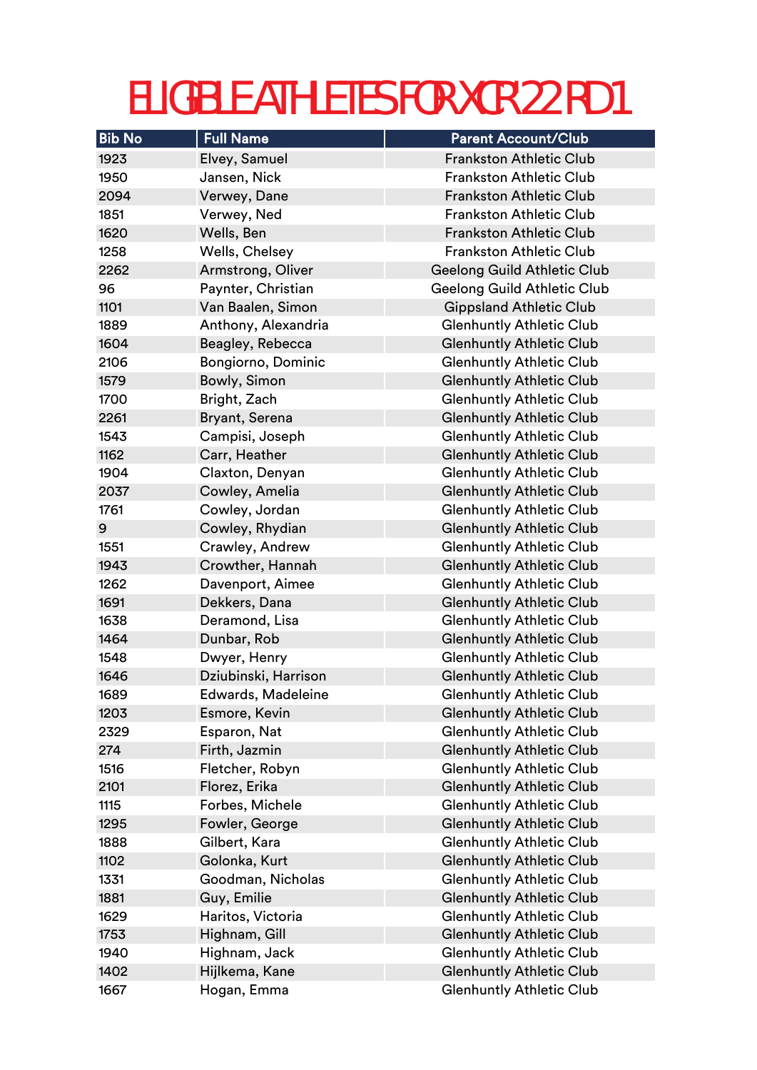# ELIGIBLE ATHLETES FOR XCR'22 RD1

| Bib No | Full Name | Parent Account/Club |
|---|---|---|
| 1923 | Elvey, Samuel | Frankston Athletic Club |
| 1950 | Jansen, Nick | Frankston Athletic Club |
| 2094 | Verwey, Dane | Frankston Athletic Club |
| 1851 | Verwey, Ned | Frankston Athletic Club |
| 1620 | Wells, Ben | Frankston Athletic Club |
| 1258 | Wells, Chelsey | Frankston Athletic Club |
| 2262 | Armstrong, Oliver | Geelong Guild Athletic Club |
| 96 | Paynter, Christian | Geelong Guild Athletic Club |
| 1101 | Van Baalen, Simon | Gippsland Athletic Club |
| 1889 | Anthony, Alexandria | Glenhuntly Athletic Club |
| 1604 | Beagley, Rebecca | Glenhuntly Athletic Club |
| 2106 | Bongiorno, Dominic | Glenhuntly Athletic Club |
| 1579 | Bowly, Simon | Glenhuntly Athletic Club |
| 1700 | Bright, Zach | Glenhuntly Athletic Club |
| 2261 | Bryant, Serena | Glenhuntly Athletic Club |
| 1543 | Campisi, Joseph | Glenhuntly Athletic Club |
| 1162 | Carr, Heather | Glenhuntly Athletic Club |
| 1904 | Claxton, Denyan | Glenhuntly Athletic Club |
| 2037 | Cowley, Amelia | Glenhuntly Athletic Club |
| 1761 | Cowley, Jordan | Glenhuntly Athletic Club |
| 9 | Cowley, Rhydian | Glenhuntly Athletic Club |
| 1551 | Crawley, Andrew | Glenhuntly Athletic Club |
| 1943 | Crowther, Hannah | Glenhuntly Athletic Club |
| 1262 | Davenport, Aimee | Glenhuntly Athletic Club |
| 1691 | Dekkers, Dana | Glenhuntly Athletic Club |
| 1638 | Deramond, Lisa | Glenhuntly Athletic Club |
| 1464 | Dunbar, Rob | Glenhuntly Athletic Club |
| 1548 | Dwyer, Henry | Glenhuntly Athletic Club |
| 1646 | Dziubinski, Harrison | Glenhuntly Athletic Club |
| 1689 | Edwards, Madeleine | Glenhuntly Athletic Club |
| 1203 | Esmore, Kevin | Glenhuntly Athletic Club |
| 2329 | Esparon, Nat | Glenhuntly Athletic Club |
| 274 | Firth, Jazmin | Glenhuntly Athletic Club |
| 1516 | Fletcher, Robyn | Glenhuntly Athletic Club |
| 2101 | Florez, Erika | Glenhuntly Athletic Club |
| 1115 | Forbes, Michele | Glenhuntly Athletic Club |
| 1295 | Fowler, George | Glenhuntly Athletic Club |
| 1888 | Gilbert, Kara | Glenhuntly Athletic Club |
| 1102 | Golonka, Kurt | Glenhuntly Athletic Club |
| 1331 | Goodman, Nicholas | Glenhuntly Athletic Club |
| 1881 | Guy, Emilie | Glenhuntly Athletic Club |
| 1629 | Haritos, Victoria | Glenhuntly Athletic Club |
| 1753 | Highnam, Gill | Glenhuntly Athletic Club |
| 1940 | Highnam, Jack | Glenhuntly Athletic Club |
| 1402 | Hijlkema, Kane | Glenhuntly Athletic Club |
| 1667 | Hogan, Emma | Glenhuntly Athletic Club |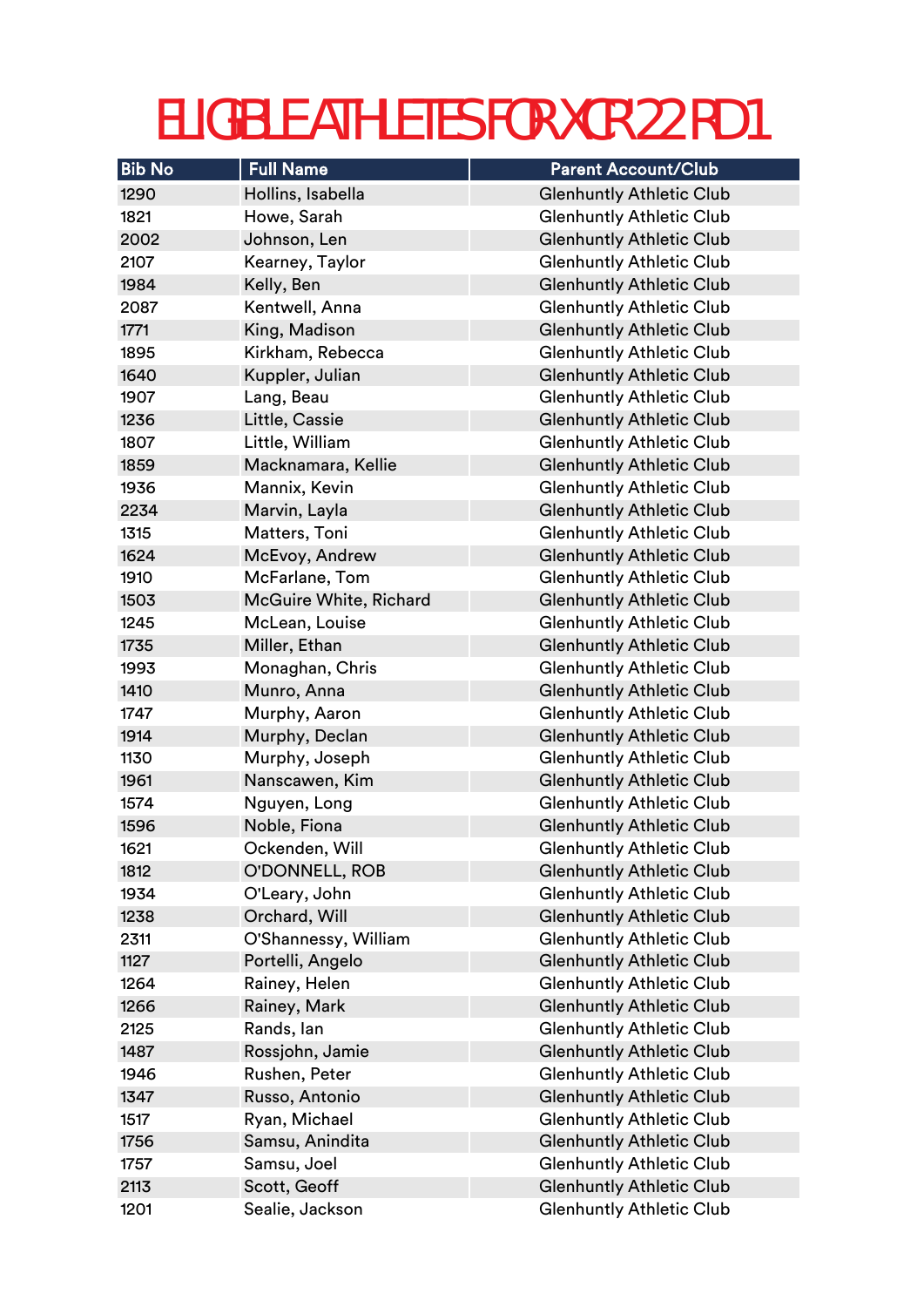# ELIGIBLE ATHLETES FOR XCR'22 RD1

| Bib No | Full Name | Parent Account/Club |
|---|---|---|
| 1290 | Hollins, Isabella | Glenhuntly Athletic Club |
| 1821 | Howe, Sarah | Glenhuntly Athletic Club |
| 2002 | Johnson, Len | Glenhuntly Athletic Club |
| 2107 | Kearney, Taylor | Glenhuntly Athletic Club |
| 1984 | Kelly, Ben | Glenhuntly Athletic Club |
| 2087 | Kentwell, Anna | Glenhuntly Athletic Club |
| 1771 | King, Madison | Glenhuntly Athletic Club |
| 1895 | Kirkham, Rebecca | Glenhuntly Athletic Club |
| 1640 | Kuppler, Julian | Glenhuntly Athletic Club |
| 1907 | Lang, Beau | Glenhuntly Athletic Club |
| 1236 | Little, Cassie | Glenhuntly Athletic Club |
| 1807 | Little, William | Glenhuntly Athletic Club |
| 1859 | Macknamara, Kellie | Glenhuntly Athletic Club |
| 1936 | Mannix, Kevin | Glenhuntly Athletic Club |
| 2234 | Marvin, Layla | Glenhuntly Athletic Club |
| 1315 | Matters, Toni | Glenhuntly Athletic Club |
| 1624 | McEvoy, Andrew | Glenhuntly Athletic Club |
| 1910 | McFarlane, Tom | Glenhuntly Athletic Club |
| 1503 | McGuire White, Richard | Glenhuntly Athletic Club |
| 1245 | McLean, Louise | Glenhuntly Athletic Club |
| 1735 | Miller, Ethan | Glenhuntly Athletic Club |
| 1993 | Monaghan, Chris | Glenhuntly Athletic Club |
| 1410 | Munro, Anna | Glenhuntly Athletic Club |
| 1747 | Murphy, Aaron | Glenhuntly Athletic Club |
| 1914 | Murphy, Declan | Glenhuntly Athletic Club |
| 1130 | Murphy, Joseph | Glenhuntly Athletic Club |
| 1961 | Nanscawen, Kim | Glenhuntly Athletic Club |
| 1574 | Nguyen, Long | Glenhuntly Athletic Club |
| 1596 | Noble, Fiona | Glenhuntly Athletic Club |
| 1621 | Ockenden, Will | Glenhuntly Athletic Club |
| 1812 | O'DONNELL, ROB | Glenhuntly Athletic Club |
| 1934 | O'Leary, John | Glenhuntly Athletic Club |
| 1238 | Orchard, Will | Glenhuntly Athletic Club |
| 2311 | O'Shannessy, William | Glenhuntly Athletic Club |
| 1127 | Portelli, Angelo | Glenhuntly Athletic Club |
| 1264 | Rainey, Helen | Glenhuntly Athletic Club |
| 1266 | Rainey, Mark | Glenhuntly Athletic Club |
| 2125 | Rands, Ian | Glenhuntly Athletic Club |
| 1487 | Rossjohn, Jamie | Glenhuntly Athletic Club |
| 1946 | Rushen, Peter | Glenhuntly Athletic Club |
| 1347 | Russo, Antonio | Glenhuntly Athletic Club |
| 1517 | Ryan, Michael | Glenhuntly Athletic Club |
| 1756 | Samsu, Anindita | Glenhuntly Athletic Club |
| 1757 | Samsu, Joel | Glenhuntly Athletic Club |
| 2113 | Scott, Geoff | Glenhuntly Athletic Club |
| 1201 | Sealie, Jackson | Glenhuntly Athletic Club |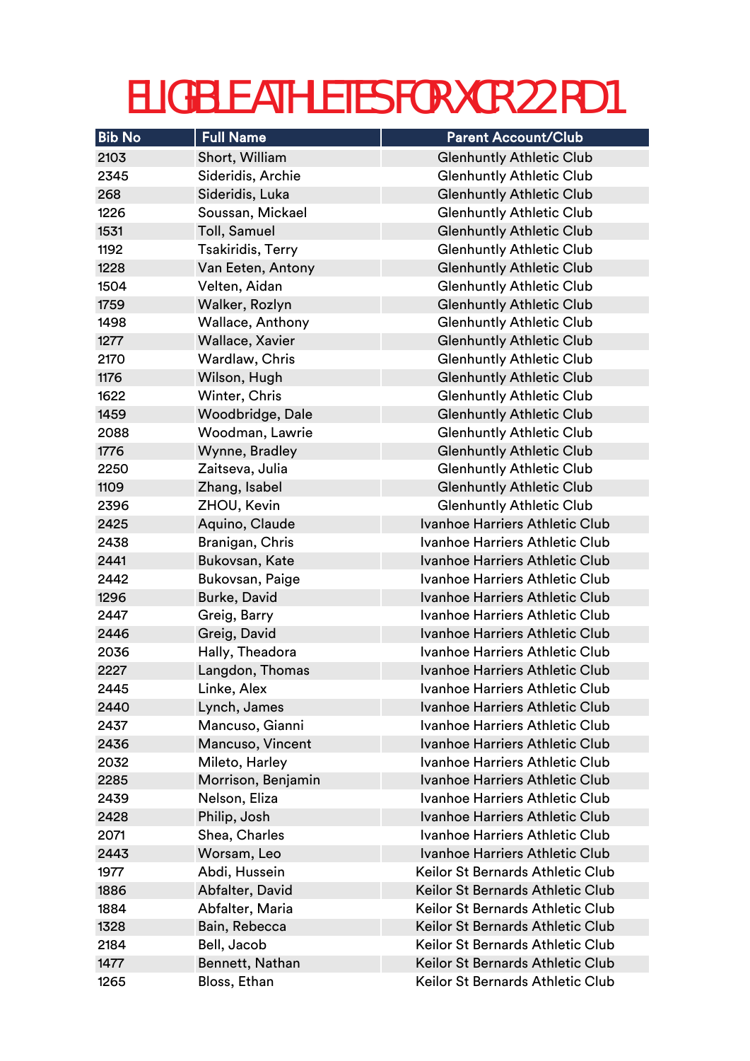# ELIGIBLE ATHLETES FOR XCR'22 RD1

| Bib No | Full Name | Parent Account/Club |
|---|---|---|
| 2103 | Short, William | Glenhuntly Athletic Club |
| 2345 | Sideridis, Archie | Glenhuntly Athletic Club |
| 268 | Sideridis, Luka | Glenhuntly Athletic Club |
| 1226 | Soussan, Mickael | Glenhuntly Athletic Club |
| 1531 | Toll, Samuel | Glenhuntly Athletic Club |
| 1192 | Tsakiridis, Terry | Glenhuntly Athletic Club |
| 1228 | Van Eeten, Antony | Glenhuntly Athletic Club |
| 1504 | Velten, Aidan | Glenhuntly Athletic Club |
| 1759 | Walker, Rozlyn | Glenhuntly Athletic Club |
| 1498 | Wallace, Anthony | Glenhuntly Athletic Club |
| 1277 | Wallace, Xavier | Glenhuntly Athletic Club |
| 2170 | Wardlaw, Chris | Glenhuntly Athletic Club |
| 1176 | Wilson, Hugh | Glenhuntly Athletic Club |
| 1622 | Winter, Chris | Glenhuntly Athletic Club |
| 1459 | Woodbridge, Dale | Glenhuntly Athletic Club |
| 2088 | Woodman, Lawrie | Glenhuntly Athletic Club |
| 1776 | Wynne, Bradley | Glenhuntly Athletic Club |
| 2250 | Zaitseva, Julia | Glenhuntly Athletic Club |
| 1109 | Zhang, Isabel | Glenhuntly Athletic Club |
| 2396 | ZHOU, Kevin | Glenhuntly Athletic Club |
| 2425 | Aquino, Claude | Ivanhoe Harriers Athletic Club |
| 2438 | Branigan, Chris | Ivanhoe Harriers Athletic Club |
| 2441 | Bukovsan, Kate | Ivanhoe Harriers Athletic Club |
| 2442 | Bukovsan, Paige | Ivanhoe Harriers Athletic Club |
| 1296 | Burke, David | Ivanhoe Harriers Athletic Club |
| 2447 | Greig, Barry | Ivanhoe Harriers Athletic Club |
| 2446 | Greig, David | Ivanhoe Harriers Athletic Club |
| 2036 | Hally, Theadora | Ivanhoe Harriers Athletic Club |
| 2227 | Langdon, Thomas | Ivanhoe Harriers Athletic Club |
| 2445 | Linke, Alex | Ivanhoe Harriers Athletic Club |
| 2440 | Lynch, James | Ivanhoe Harriers Athletic Club |
| 2437 | Mancuso, Gianni | Ivanhoe Harriers Athletic Club |
| 2436 | Mancuso, Vincent | Ivanhoe Harriers Athletic Club |
| 2032 | Mileto, Harley | Ivanhoe Harriers Athletic Club |
| 2285 | Morrison, Benjamin | Ivanhoe Harriers Athletic Club |
| 2439 | Nelson, Eliza | Ivanhoe Harriers Athletic Club |
| 2428 | Philip, Josh | Ivanhoe Harriers Athletic Club |
| 2071 | Shea, Charles | Ivanhoe Harriers Athletic Club |
| 2443 | Worsam, Leo | Ivanhoe Harriers Athletic Club |
| 1977 | Abdi, Hussein | Keilor St Bernards Athletic Club |
| 1886 | Abfalter, David | Keilor St Bernards Athletic Club |
| 1884 | Abfalter, Maria | Keilor St Bernards Athletic Club |
| 1328 | Bain, Rebecca | Keilor St Bernards Athletic Club |
| 2184 | Bell, Jacob | Keilor St Bernards Athletic Club |
| 1477 | Bennett, Nathan | Keilor St Bernards Athletic Club |
| 1265 | Bloss, Ethan | Keilor St Bernards Athletic Club |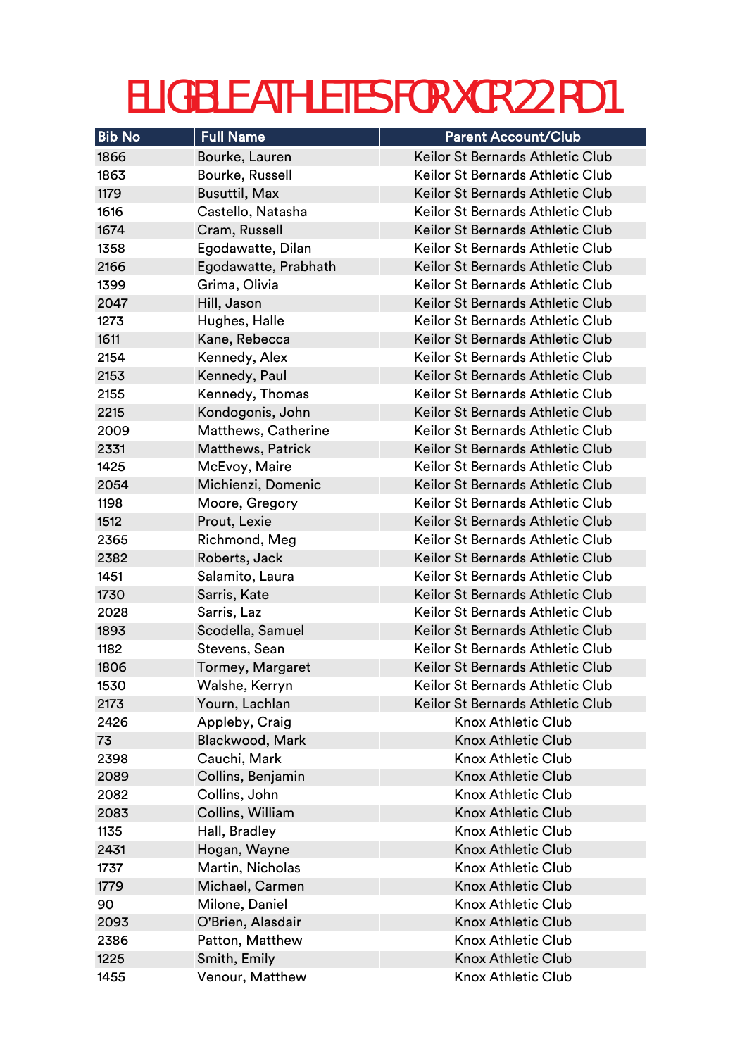# ELIGIBLE ATHLETES FOR XCR'22 RD1

| Bib No | Full Name | Parent Account/Club |
|---|---|---|
| 1866 | Bourke, Lauren | Keilor St Bernards Athletic Club |
| 1863 | Bourke, Russell | Keilor St Bernards Athletic Club |
| 1179 | Busuttil, Max | Keilor St Bernards Athletic Club |
| 1616 | Castello, Natasha | Keilor St Bernards Athletic Club |
| 1674 | Cram, Russell | Keilor St Bernards Athletic Club |
| 1358 | Egodawatte, Dilan | Keilor St Bernards Athletic Club |
| 2166 | Egodawatte, Prabhath | Keilor St Bernards Athletic Club |
| 1399 | Grima, Olivia | Keilor St Bernards Athletic Club |
| 2047 | Hill, Jason | Keilor St Bernards Athletic Club |
| 1273 | Hughes, Halle | Keilor St Bernards Athletic Club |
| 1611 | Kane, Rebecca | Keilor St Bernards Athletic Club |
| 2154 | Kennedy, Alex | Keilor St Bernards Athletic Club |
| 2153 | Kennedy, Paul | Keilor St Bernards Athletic Club |
| 2155 | Kennedy, Thomas | Keilor St Bernards Athletic Club |
| 2215 | Kondogonis, John | Keilor St Bernards Athletic Club |
| 2009 | Matthews, Catherine | Keilor St Bernards Athletic Club |
| 2331 | Matthews, Patrick | Keilor St Bernards Athletic Club |
| 1425 | McEvoy, Maire | Keilor St Bernards Athletic Club |
| 2054 | Michienzi, Domenic | Keilor St Bernards Athletic Club |
| 1198 | Moore, Gregory | Keilor St Bernards Athletic Club |
| 1512 | Prout, Lexie | Keilor St Bernards Athletic Club |
| 2365 | Richmond, Meg | Keilor St Bernards Athletic Club |
| 2382 | Roberts, Jack | Keilor St Bernards Athletic Club |
| 1451 | Salamito, Laura | Keilor St Bernards Athletic Club |
| 1730 | Sarris, Kate | Keilor St Bernards Athletic Club |
| 2028 | Sarris, Laz | Keilor St Bernards Athletic Club |
| 1893 | Scodella, Samuel | Keilor St Bernards Athletic Club |
| 1182 | Stevens, Sean | Keilor St Bernards Athletic Club |
| 1806 | Tormey, Margaret | Keilor St Bernards Athletic Club |
| 1530 | Walshe, Kerryn | Keilor St Bernards Athletic Club |
| 2173 | Yourn, Lachlan | Keilor St Bernards Athletic Club |
| 2426 | Appleby, Craig | Knox Athletic Club |
| 73 | Blackwood, Mark | Knox Athletic Club |
| 2398 | Cauchi, Mark | Knox Athletic Club |
| 2089 | Collins, Benjamin | Knox Athletic Club |
| 2082 | Collins, John | Knox Athletic Club |
| 2083 | Collins, William | Knox Athletic Club |
| 1135 | Hall, Bradley | Knox Athletic Club |
| 2431 | Hogan, Wayne | Knox Athletic Club |
| 1737 | Martin, Nicholas | Knox Athletic Club |
| 1779 | Michael, Carmen | Knox Athletic Club |
| 90 | Milone, Daniel | Knox Athletic Club |
| 2093 | O'Brien, Alasdair | Knox Athletic Club |
| 2386 | Patton, Matthew | Knox Athletic Club |
| 1225 | Smith, Emily | Knox Athletic Club |
| 1455 | Venour, Matthew | Knox Athletic Club |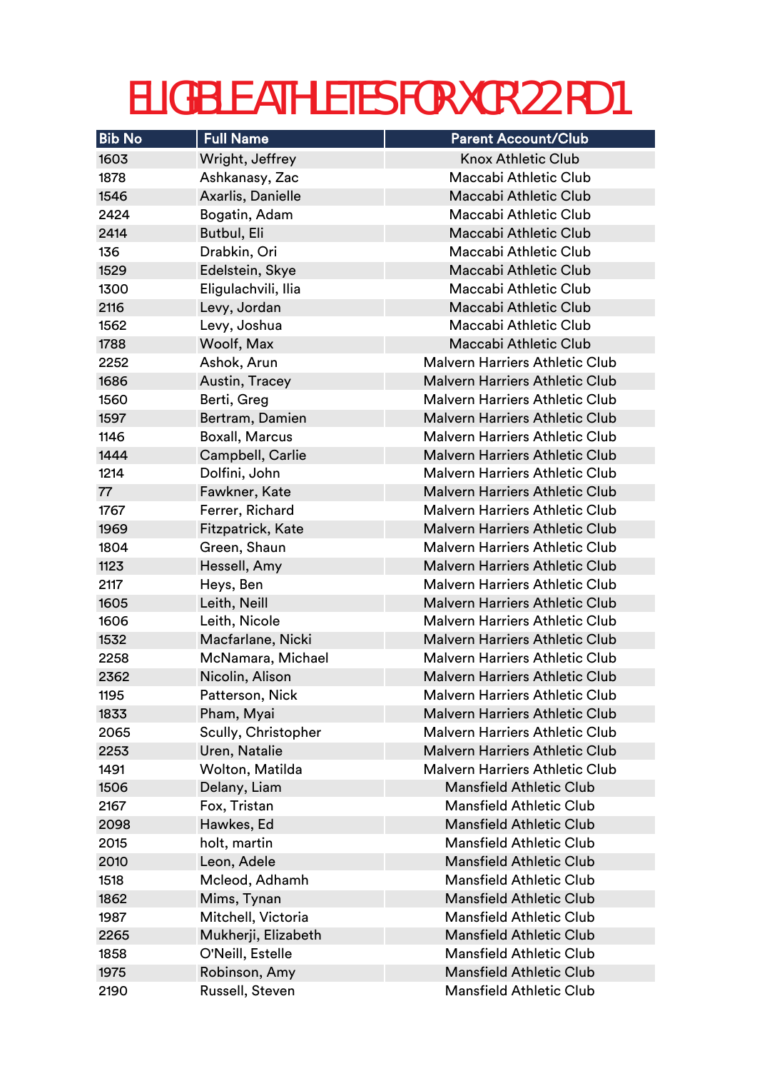# ELIGIBLE ATHLETES FOR XCR'22 RD1

| Bib No | Full Name | Parent Account/Club |
|---|---|---|
| 1603 | Wright, Jeffrey | Knox Athletic Club |
| 1878 | Ashkanasy, Zac | Maccabi Athletic Club |
| 1546 | Axarlis, Danielle | Maccabi Athletic Club |
| 2424 | Bogatin, Adam | Maccabi Athletic Club |
| 2414 | Butbul, Eli | Maccabi Athletic Club |
| 136 | Drabkin, Ori | Maccabi Athletic Club |
| 1529 | Edelstein, Skye | Maccabi Athletic Club |
| 1300 | Eligulachvili, Ilia | Maccabi Athletic Club |
| 2116 | Levy, Jordan | Maccabi Athletic Club |
| 1562 | Levy, Joshua | Maccabi Athletic Club |
| 1788 | Woolf, Max | Maccabi Athletic Club |
| 2252 | Ashok, Arun | Malvern Harriers Athletic Club |
| 1686 | Austin, Tracey | Malvern Harriers Athletic Club |
| 1560 | Berti, Greg | Malvern Harriers Athletic Club |
| 1597 | Bertram, Damien | Malvern Harriers Athletic Club |
| 1146 | Boxall, Marcus | Malvern Harriers Athletic Club |
| 1444 | Campbell, Carlie | Malvern Harriers Athletic Club |
| 1214 | Dolfini, John | Malvern Harriers Athletic Club |
| 77 | Fawkner, Kate | Malvern Harriers Athletic Club |
| 1767 | Ferrer, Richard | Malvern Harriers Athletic Club |
| 1969 | Fitzpatrick, Kate | Malvern Harriers Athletic Club |
| 1804 | Green, Shaun | Malvern Harriers Athletic Club |
| 1123 | Hessell, Amy | Malvern Harriers Athletic Club |
| 2117 | Heys, Ben | Malvern Harriers Athletic Club |
| 1605 | Leith, Neill | Malvern Harriers Athletic Club |
| 1606 | Leith, Nicole | Malvern Harriers Athletic Club |
| 1532 | Macfarlane, Nicki | Malvern Harriers Athletic Club |
| 2258 | McNamara, Michael | Malvern Harriers Athletic Club |
| 2362 | Nicolin, Alison | Malvern Harriers Athletic Club |
| 1195 | Patterson, Nick | Malvern Harriers Athletic Club |
| 1833 | Pham, Myai | Malvern Harriers Athletic Club |
| 2065 | Scully, Christopher | Malvern Harriers Athletic Club |
| 2253 | Uren, Natalie | Malvern Harriers Athletic Club |
| 1491 | Wolton, Matilda | Malvern Harriers Athletic Club |
| 1506 | Delany, Liam | Mansfield Athletic Club |
| 2167 | Fox, Tristan | Mansfield Athletic Club |
| 2098 | Hawkes, Ed | Mansfield Athletic Club |
| 2015 | holt, martin | Mansfield Athletic Club |
| 2010 | Leon, Adele | Mansfield Athletic Club |
| 1518 | Mcleod, Adhamh | Mansfield Athletic Club |
| 1862 | Mims, Tynan | Mansfield Athletic Club |
| 1987 | Mitchell, Victoria | Mansfield Athletic Club |
| 2265 | Mukherji, Elizabeth | Mansfield Athletic Club |
| 1858 | O'Neill, Estelle | Mansfield Athletic Club |
| 1975 | Robinson, Amy | Mansfield Athletic Club |
| 2190 | Russell, Steven | Mansfield Athletic Club |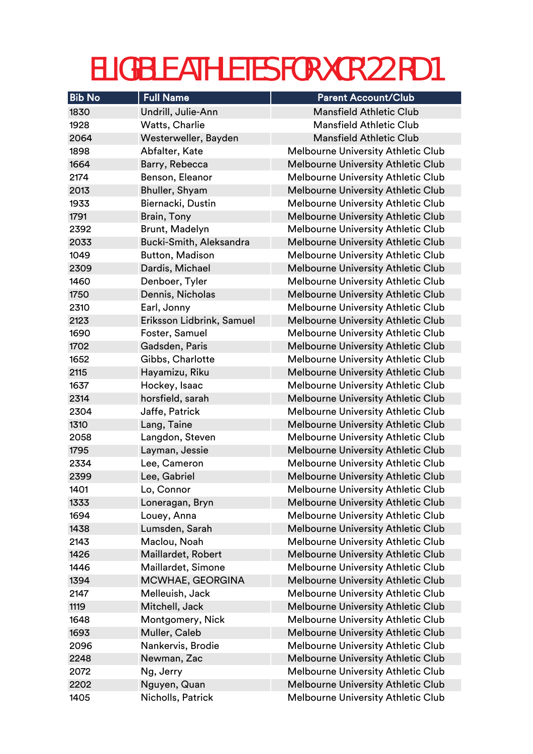# ELIGIBLE ATHLETES FOR XCR'22 RD1

| Bib No | Full Name | Parent Account/Club |
|---|---|---|
| 1830 | Undrill, Julie-Ann | Mansfield Athletic Club |
| 1928 | Watts, Charlie | Mansfield Athletic Club |
| 2064 | Westerweller, Bayden | Mansfield Athletic Club |
| 1898 | Abfalter, Kate | Melbourne University Athletic Club |
| 1664 | Barry, Rebecca | Melbourne University Athletic Club |
| 2174 | Benson, Eleanor | Melbourne University Athletic Club |
| 2013 | Bhuller, Shyam | Melbourne University Athletic Club |
| 1933 | Biernacki, Dustin | Melbourne University Athletic Club |
| 1791 | Brain, Tony | Melbourne University Athletic Club |
| 2392 | Brunt, Madelyn | Melbourne University Athletic Club |
| 2033 | Bucki-Smith, Aleksandra | Melbourne University Athletic Club |
| 1049 | Button, Madison | Melbourne University Athletic Club |
| 2309 | Dardis, Michael | Melbourne University Athletic Club |
| 1460 | Denboer, Tyler | Melbourne University Athletic Club |
| 1750 | Dennis, Nicholas | Melbourne University Athletic Club |
| 2310 | Earl, Jonny | Melbourne University Athletic Club |
| 2123 | Eriksson Lidbrink, Samuel | Melbourne University Athletic Club |
| 1690 | Foster, Samuel | Melbourne University Athletic Club |
| 1702 | Gadsden, Paris | Melbourne University Athletic Club |
| 1652 | Gibbs, Charlotte | Melbourne University Athletic Club |
| 2115 | Hayamizu, Riku | Melbourne University Athletic Club |
| 1637 | Hockey, Isaac | Melbourne University Athletic Club |
| 2314 | horsfield, sarah | Melbourne University Athletic Club |
| 2304 | Jaffe, Patrick | Melbourne University Athletic Club |
| 1310 | Lang, Taine | Melbourne University Athletic Club |
| 2058 | Langdon, Steven | Melbourne University Athletic Club |
| 1795 | Layman, Jessie | Melbourne University Athletic Club |
| 2334 | Lee, Cameron | Melbourne University Athletic Club |
| 2399 | Lee, Gabriel | Melbourne University Athletic Club |
| 1401 | Lo, Connor | Melbourne University Athletic Club |
| 1333 | Loneragan, Bryn | Melbourne University Athletic Club |
| 1694 | Louey, Anna | Melbourne University Athletic Club |
| 1438 | Lumsden, Sarah | Melbourne University Athletic Club |
| 2143 | Maclou, Noah | Melbourne University Athletic Club |
| 1426 | Maillardet, Robert | Melbourne University Athletic Club |
| 1446 | Maillardet, Simone | Melbourne University Athletic Club |
| 1394 | MCWHAE, GEORGINA | Melbourne University Athletic Club |
| 2147 | Melleuish, Jack | Melbourne University Athletic Club |
| 1119 | Mitchell, Jack | Melbourne University Athletic Club |
| 1648 | Montgomery, Nick | Melbourne University Athletic Club |
| 1693 | Muller, Caleb | Melbourne University Athletic Club |
| 2096 | Nankervis, Brodie | Melbourne University Athletic Club |
| 2248 | Newman, Zac | Melbourne University Athletic Club |
| 2072 | Ng, Jerry | Melbourne University Athletic Club |
| 2202 | Nguyen, Quan | Melbourne University Athletic Club |
| 1405 | Nicholls, Patrick | Melbourne University Athletic Club |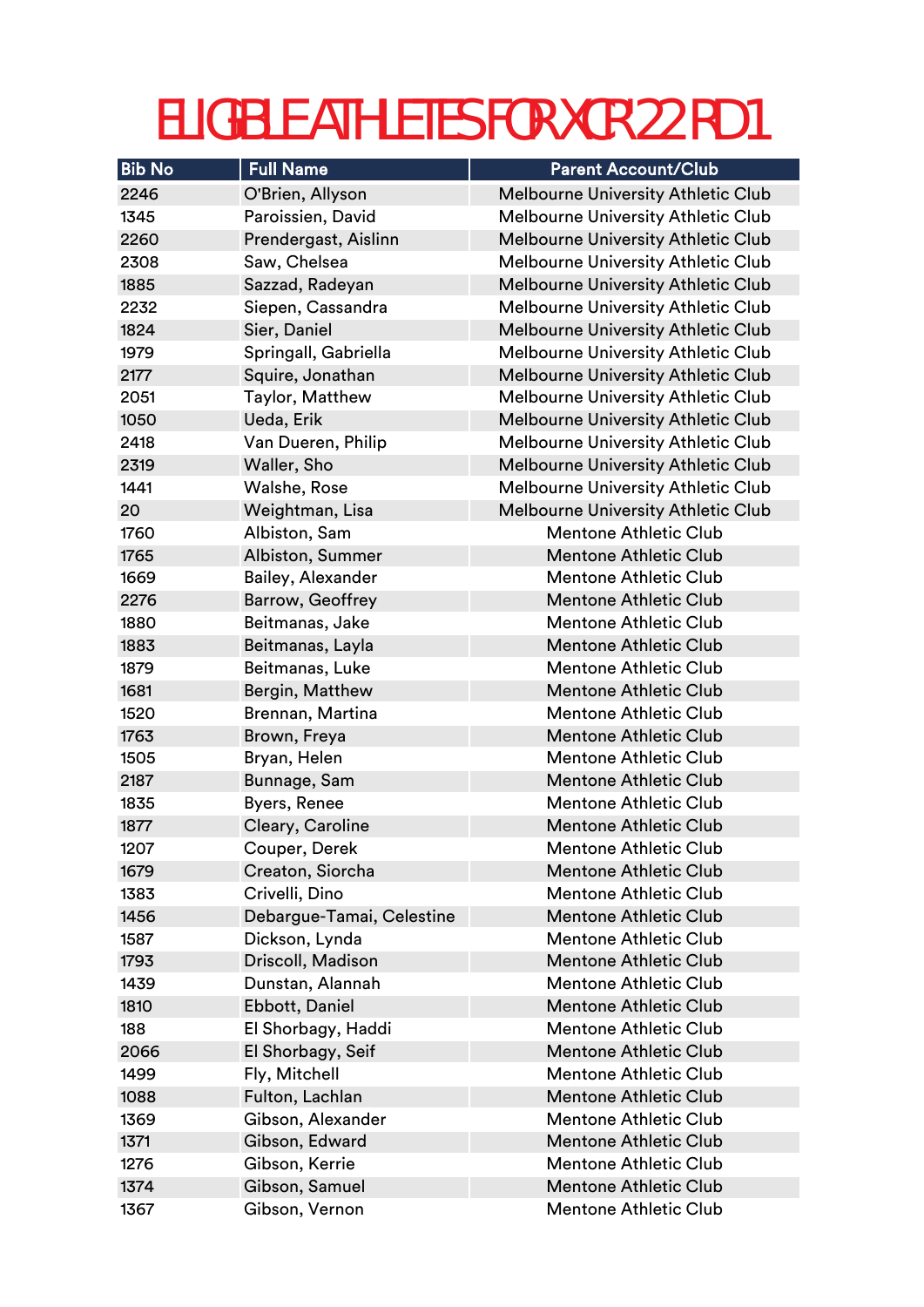# ELIGIBLE ATHLETES FOR XCR'22 RD1

| Bib No | Full Name | Parent Account/Club |
|---|---|---|
| 2246 | O'Brien, Allyson | Melbourne University Athletic Club |
| 1345 | Paroissien, David | Melbourne University Athletic Club |
| 2260 | Prendergast, Aislinn | Melbourne University Athletic Club |
| 2308 | Saw, Chelsea | Melbourne University Athletic Club |
| 1885 | Sazzad, Radeyan | Melbourne University Athletic Club |
| 2232 | Siepen, Cassandra | Melbourne University Athletic Club |
| 1824 | Sier, Daniel | Melbourne University Athletic Club |
| 1979 | Springall, Gabriella | Melbourne University Athletic Club |
| 2177 | Squire, Jonathan | Melbourne University Athletic Club |
| 2051 | Taylor, Matthew | Melbourne University Athletic Club |
| 1050 | Ueda, Erik | Melbourne University Athletic Club |
| 2418 | Van Dueren, Philip | Melbourne University Athletic Club |
| 2319 | Waller, Sho | Melbourne University Athletic Club |
| 1441 | Walshe, Rose | Melbourne University Athletic Club |
| 20 | Weightman, Lisa | Melbourne University Athletic Club |
| 1760 | Albiston, Sam | Mentone Athletic Club |
| 1765 | Albiston, Summer | Mentone Athletic Club |
| 1669 | Bailey, Alexander | Mentone Athletic Club |
| 2276 | Barrow, Geoffrey | Mentone Athletic Club |
| 1880 | Beitmanas, Jake | Mentone Athletic Club |
| 1883 | Beitmanas, Layla | Mentone Athletic Club |
| 1879 | Beitmanas, Luke | Mentone Athletic Club |
| 1681 | Bergin, Matthew | Mentone Athletic Club |
| 1520 | Brennan, Martina | Mentone Athletic Club |
| 1763 | Brown, Freya | Mentone Athletic Club |
| 1505 | Bryan, Helen | Mentone Athletic Club |
| 2187 | Bunnage, Sam | Mentone Athletic Club |
| 1835 | Byers, Renee | Mentone Athletic Club |
| 1877 | Cleary, Caroline | Mentone Athletic Club |
| 1207 | Couper, Derek | Mentone Athletic Club |
| 1679 | Creaton, Siorcha | Mentone Athletic Club |
| 1383 | Crivelli, Dino | Mentone Athletic Club |
| 1456 | Debargue-Tamai, Celestine | Mentone Athletic Club |
| 1587 | Dickson, Lynda | Mentone Athletic Club |
| 1793 | Driscoll, Madison | Mentone Athletic Club |
| 1439 | Dunstan, Alannah | Mentone Athletic Club |
| 1810 | Ebbott, Daniel | Mentone Athletic Club |
| 188 | El Shorbagy, Haddi | Mentone Athletic Club |
| 2066 | El Shorbagy, Seif | Mentone Athletic Club |
| 1499 | Fly, Mitchell | Mentone Athletic Club |
| 1088 | Fulton, Lachlan | Mentone Athletic Club |
| 1369 | Gibson, Alexander | Mentone Athletic Club |
| 1371 | Gibson, Edward | Mentone Athletic Club |
| 1276 | Gibson, Kerrie | Mentone Athletic Club |
| 1374 | Gibson, Samuel | Mentone Athletic Club |
| 1367 | Gibson, Vernon | Mentone Athletic Club |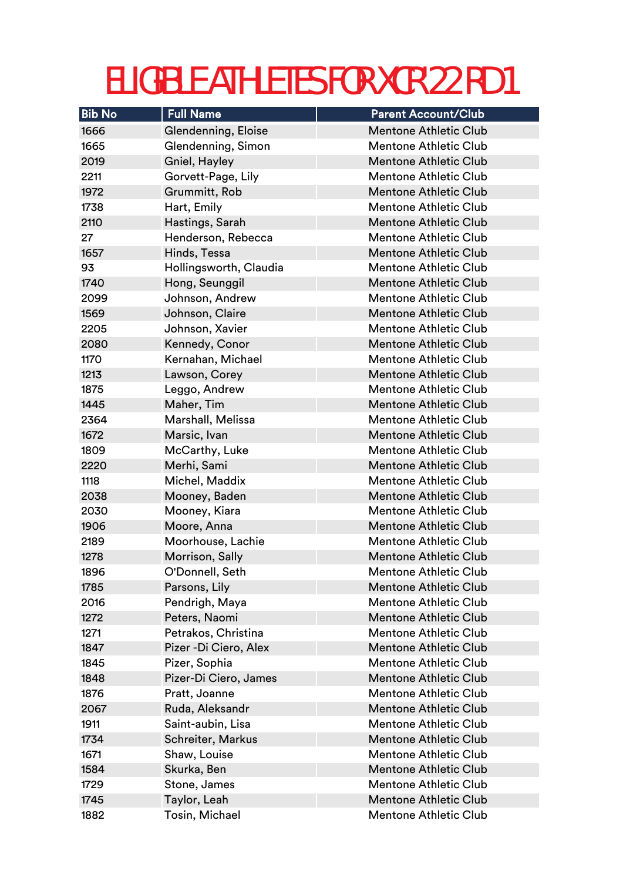# ELIGIBLE ATHLETES FOR XCR'22 RD1

| Bib No | Full Name | Parent Account/Club |
|---|---|---|
| 1666 | Glendenning, Eloise | Mentone Athletic Club |
| 1665 | Glendenning, Simon | Mentone Athletic Club |
| 2019 | Gniel, Hayley | Mentone Athletic Club |
| 2211 | Gorvett-Page, Lily | Mentone Athletic Club |
| 1972 | Grummitt, Rob | Mentone Athletic Club |
| 1738 | Hart, Emily | Mentone Athletic Club |
| 2110 | Hastings, Sarah | Mentone Athletic Club |
| 27 | Henderson, Rebecca | Mentone Athletic Club |
| 1657 | Hinds, Tessa | Mentone Athletic Club |
| 93 | Hollingsworth, Claudia | Mentone Athletic Club |
| 1740 | Hong, Seunggil | Mentone Athletic Club |
| 2099 | Johnson, Andrew | Mentone Athletic Club |
| 1569 | Johnson, Claire | Mentone Athletic Club |
| 2205 | Johnson, Xavier | Mentone Athletic Club |
| 2080 | Kennedy, Conor | Mentone Athletic Club |
| 1170 | Kernahan, Michael | Mentone Athletic Club |
| 1213 | Lawson, Corey | Mentone Athletic Club |
| 1875 | Leggo, Andrew | Mentone Athletic Club |
| 1445 | Maher, Tim | Mentone Athletic Club |
| 2364 | Marshall, Melissa | Mentone Athletic Club |
| 1672 | Marsic, Ivan | Mentone Athletic Club |
| 1809 | McCarthy, Luke | Mentone Athletic Club |
| 2220 | Merhi, Sami | Mentone Athletic Club |
| 1118 | Michel, Maddix | Mentone Athletic Club |
| 2038 | Mooney, Baden | Mentone Athletic Club |
| 2030 | Mooney, Kiara | Mentone Athletic Club |
| 1906 | Moore, Anna | Mentone Athletic Club |
| 2189 | Moorhouse, Lachie | Mentone Athletic Club |
| 1278 | Morrison, Sally | Mentone Athletic Club |
| 1896 | O'Donnell, Seth | Mentone Athletic Club |
| 1785 | Parsons, Lily | Mentone Athletic Club |
| 2016 | Pendrigh, Maya | Mentone Athletic Club |
| 1272 | Peters, Naomi | Mentone Athletic Club |
| 1271 | Petrakos, Christina | Mentone Athletic Club |
| 1847 | Pizer -Di Ciero, Alex | Mentone Athletic Club |
| 1845 | Pizer, Sophia | Mentone Athletic Club |
| 1848 | Pizer-Di Ciero, James | Mentone Athletic Club |
| 1876 | Pratt, Joanne | Mentone Athletic Club |
| 2067 | Ruda, Aleksandr | Mentone Athletic Club |
| 1911 | Saint-aubin, Lisa | Mentone Athletic Club |
| 1734 | Schreiter, Markus | Mentone Athletic Club |
| 1671 | Shaw, Louise | Mentone Athletic Club |
| 1584 | Skurka, Ben | Mentone Athletic Club |
| 1729 | Stone, James | Mentone Athletic Club |
| 1745 | Taylor, Leah | Mentone Athletic Club |
| 1882 | Tosin, Michael | Mentone Athletic Club |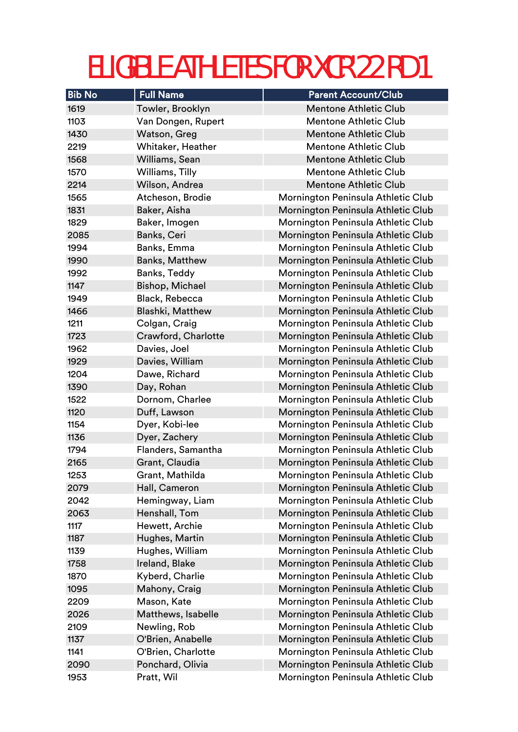# ELIGIBLE ATHLETES FOR XCR'22 RD1

| Bib No | Full Name | Parent Account/Club |
|---|---|---|
| 1619 | Towler, Brooklyn | Mentone Athletic Club |
| 1103 | Van Dongen, Rupert | Mentone Athletic Club |
| 1430 | Watson, Greg | Mentone Athletic Club |
| 2219 | Whitaker, Heather | Mentone Athletic Club |
| 1568 | Williams, Sean | Mentone Athletic Club |
| 1570 | Williams, Tilly | Mentone Athletic Club |
| 2214 | Wilson, Andrea | Mentone Athletic Club |
| 1565 | Atcheson, Brodie | Mornington Peninsula Athletic Club |
| 1831 | Baker, Aisha | Mornington Peninsula Athletic Club |
| 1829 | Baker, Imogen | Mornington Peninsula Athletic Club |
| 2085 | Banks, Ceri | Mornington Peninsula Athletic Club |
| 1994 | Banks, Emma | Mornington Peninsula Athletic Club |
| 1990 | Banks, Matthew | Mornington Peninsula Athletic Club |
| 1992 | Banks, Teddy | Mornington Peninsula Athletic Club |
| 1147 | Bishop, Michael | Mornington Peninsula Athletic Club |
| 1949 | Black, Rebecca | Mornington Peninsula Athletic Club |
| 1466 | Blashki, Matthew | Mornington Peninsula Athletic Club |
| 1211 | Colgan, Craig | Mornington Peninsula Athletic Club |
| 1723 | Crawford, Charlotte | Mornington Peninsula Athletic Club |
| 1962 | Davies, Joel | Mornington Peninsula Athletic Club |
| 1929 | Davies, William | Mornington Peninsula Athletic Club |
| 1204 | Dawe, Richard | Mornington Peninsula Athletic Club |
| 1390 | Day, Rohan | Mornington Peninsula Athletic Club |
| 1522 | Dornom, Charlee | Mornington Peninsula Athletic Club |
| 1120 | Duff, Lawson | Mornington Peninsula Athletic Club |
| 1154 | Dyer, Kobi-lee | Mornington Peninsula Athletic Club |
| 1136 | Dyer, Zachery | Mornington Peninsula Athletic Club |
| 1794 | Flanders, Samantha | Mornington Peninsula Athletic Club |
| 2165 | Grant, Claudia | Mornington Peninsula Athletic Club |
| 1253 | Grant, Mathilda | Mornington Peninsula Athletic Club |
| 2079 | Hall, Cameron | Mornington Peninsula Athletic Club |
| 2042 | Hemingway, Liam | Mornington Peninsula Athletic Club |
| 2063 | Henshall, Tom | Mornington Peninsula Athletic Club |
| 1117 | Hewett, Archie | Mornington Peninsula Athletic Club |
| 1187 | Hughes, Martin | Mornington Peninsula Athletic Club |
| 1139 | Hughes, William | Mornington Peninsula Athletic Club |
| 1758 | Ireland, Blake | Mornington Peninsula Athletic Club |
| 1870 | Kyberd, Charlie | Mornington Peninsula Athletic Club |
| 1095 | Mahony, Craig | Mornington Peninsula Athletic Club |
| 2209 | Mason, Kate | Mornington Peninsula Athletic Club |
| 2026 | Matthews, Isabelle | Mornington Peninsula Athletic Club |
| 2109 | Newling, Rob | Mornington Peninsula Athletic Club |
| 1137 | O'Brien, Anabelle | Mornington Peninsula Athletic Club |
| 1141 | O'Brien, Charlotte | Mornington Peninsula Athletic Club |
| 2090 | Ponchard, Olivia | Mornington Peninsula Athletic Club |
| 1953 | Pratt, Wil | Mornington Peninsula Athletic Club |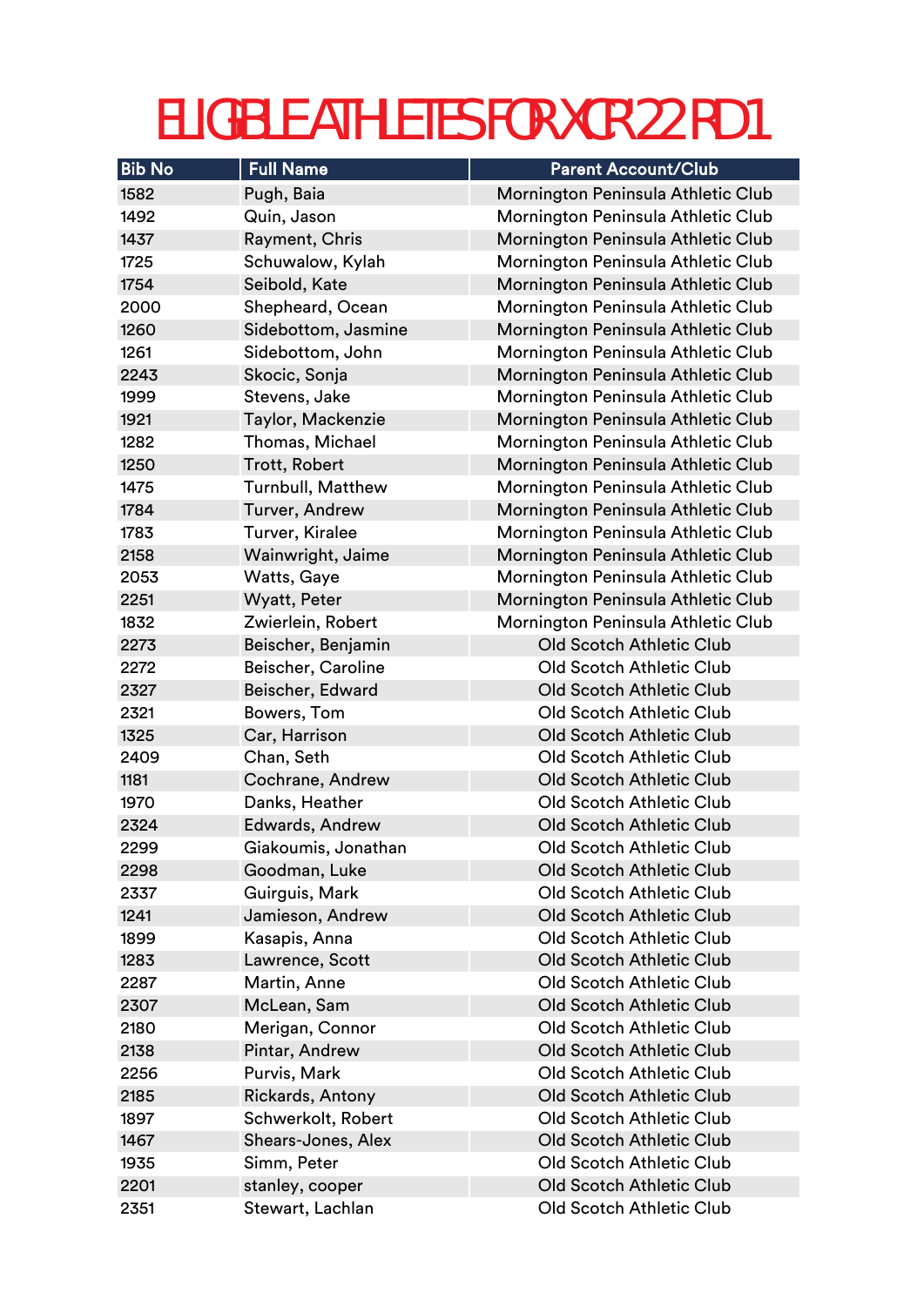# ELIGIBLE ATHLETES FOR XCR'22 RD1

| Bib No | Full Name | Parent Account/Club |
|---|---|---|
| 1582 | Pugh, Baia | Mornington Peninsula Athletic Club |
| 1492 | Quin, Jason | Mornington Peninsula Athletic Club |
| 1437 | Rayment, Chris | Mornington Peninsula Athletic Club |
| 1725 | Schuwalow, Kylah | Mornington Peninsula Athletic Club |
| 1754 | Seibold, Kate | Mornington Peninsula Athletic Club |
| 2000 | Shepheard, Ocean | Mornington Peninsula Athletic Club |
| 1260 | Sidebottom, Jasmine | Mornington Peninsula Athletic Club |
| 1261 | Sidebottom, John | Mornington Peninsula Athletic Club |
| 2243 | Skocic, Sonja | Mornington Peninsula Athletic Club |
| 1999 | Stevens, Jake | Mornington Peninsula Athletic Club |
| 1921 | Taylor, Mackenzie | Mornington Peninsula Athletic Club |
| 1282 | Thomas, Michael | Mornington Peninsula Athletic Club |
| 1250 | Trott, Robert | Mornington Peninsula Athletic Club |
| 1475 | Turnbull, Matthew | Mornington Peninsula Athletic Club |
| 1784 | Turver, Andrew | Mornington Peninsula Athletic Club |
| 1783 | Turver, Kiralee | Mornington Peninsula Athletic Club |
| 2158 | Wainwright, Jaime | Mornington Peninsula Athletic Club |
| 2053 | Watts, Gaye | Mornington Peninsula Athletic Club |
| 2251 | Wyatt, Peter | Mornington Peninsula Athletic Club |
| 1832 | Zwierlein, Robert | Mornington Peninsula Athletic Club |
| 2273 | Beischer, Benjamin | Old Scotch Athletic Club |
| 2272 | Beischer, Caroline | Old Scotch Athletic Club |
| 2327 | Beischer, Edward | Old Scotch Athletic Club |
| 2321 | Bowers, Tom | Old Scotch Athletic Club |
| 1325 | Car, Harrison | Old Scotch Athletic Club |
| 2409 | Chan, Seth | Old Scotch Athletic Club |
| 1181 | Cochrane, Andrew | Old Scotch Athletic Club |
| 1970 | Danks, Heather | Old Scotch Athletic Club |
| 2324 | Edwards, Andrew | Old Scotch Athletic Club |
| 2299 | Giakoumis, Jonathan | Old Scotch Athletic Club |
| 2298 | Goodman, Luke | Old Scotch Athletic Club |
| 2337 | Guirguis, Mark | Old Scotch Athletic Club |
| 1241 | Jamieson, Andrew | Old Scotch Athletic Club |
| 1899 | Kasapis, Anna | Old Scotch Athletic Club |
| 1283 | Lawrence, Scott | Old Scotch Athletic Club |
| 2287 | Martin, Anne | Old Scotch Athletic Club |
| 2307 | McLean, Sam | Old Scotch Athletic Club |
| 2180 | Merigan, Connor | Old Scotch Athletic Club |
| 2138 | Pintar, Andrew | Old Scotch Athletic Club |
| 2256 | Purvis, Mark | Old Scotch Athletic Club |
| 2185 | Rickards, Antony | Old Scotch Athletic Club |
| 1897 | Schwerkolt, Robert | Old Scotch Athletic Club |
| 1467 | Shears-Jones, Alex | Old Scotch Athletic Club |
| 1935 | Simm, Peter | Old Scotch Athletic Club |
| 2201 | stanley, cooper | Old Scotch Athletic Club |
| 2351 | Stewart, Lachlan | Old Scotch Athletic Club |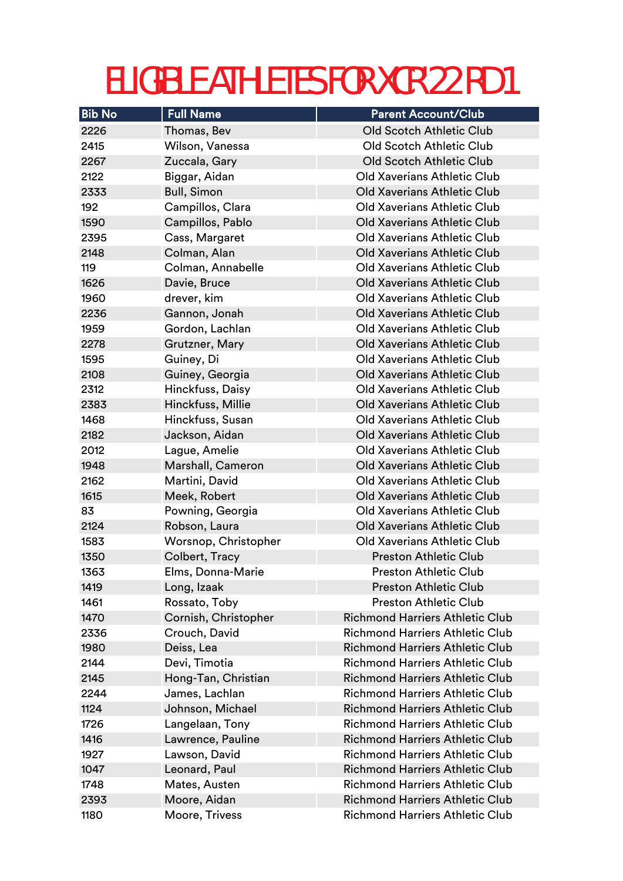# ELIGIBLE ATHLETES FOR XCR'22 RD1

| Bib No | Full Name | Parent Account/Club |
|---|---|---|
| 2226 | Thomas, Bev | Old Scotch Athletic Club |
| 2415 | Wilson, Vanessa | Old Scotch Athletic Club |
| 2267 | Zuccala, Gary | Old Scotch Athletic Club |
| 2122 | Biggar, Aidan | Old Xaverians Athletic Club |
| 2333 | Bull, Simon | Old Xaverians Athletic Club |
| 192 | Campillos, Clara | Old Xaverians Athletic Club |
| 1590 | Campillos, Pablo | Old Xaverians Athletic Club |
| 2395 | Cass, Margaret | Old Xaverians Athletic Club |
| 2148 | Colman, Alan | Old Xaverians Athletic Club |
| 119 | Colman, Annabelle | Old Xaverians Athletic Club |
| 1626 | Davie, Bruce | Old Xaverians Athletic Club |
| 1960 | drever, kim | Old Xaverians Athletic Club |
| 2236 | Gannon, Jonah | Old Xaverians Athletic Club |
| 1959 | Gordon, Lachlan | Old Xaverians Athletic Club |
| 2278 | Grutzner, Mary | Old Xaverians Athletic Club |
| 1595 | Guiney, Di | Old Xaverians Athletic Club |
| 2108 | Guiney, Georgia | Old Xaverians Athletic Club |
| 2312 | Hinckfuss, Daisy | Old Xaverians Athletic Club |
| 2383 | Hinckfuss, Millie | Old Xaverians Athletic Club |
| 1468 | Hinckfuss, Susan | Old Xaverians Athletic Club |
| 2182 | Jackson, Aidan | Old Xaverians Athletic Club |
| 2012 | Lague, Amelie | Old Xaverians Athletic Club |
| 1948 | Marshall, Cameron | Old Xaverians Athletic Club |
| 2162 | Martini, David | Old Xaverians Athletic Club |
| 1615 | Meek, Robert | Old Xaverians Athletic Club |
| 83 | Powning, Georgia | Old Xaverians Athletic Club |
| 2124 | Robson, Laura | Old Xaverians Athletic Club |
| 1583 | Worsnop, Christopher | Old Xaverians Athletic Club |
| 1350 | Colbert, Tracy | Preston Athletic Club |
| 1363 | Elms, Donna-Marie | Preston Athletic Club |
| 1419 | Long, Izaak | Preston Athletic Club |
| 1461 | Rossato, Toby | Preston Athletic Club |
| 1470 | Cornish, Christopher | Richmond Harriers Athletic Club |
| 2336 | Crouch, David | Richmond Harriers Athletic Club |
| 1980 | Deiss, Lea | Richmond Harriers Athletic Club |
| 2144 | Devi, Timotia | Richmond Harriers Athletic Club |
| 2145 | Hong-Tan, Christian | Richmond Harriers Athletic Club |
| 2244 | James, Lachlan | Richmond Harriers Athletic Club |
| 1124 | Johnson, Michael | Richmond Harriers Athletic Club |
| 1726 | Langelaan, Tony | Richmond Harriers Athletic Club |
| 1416 | Lawrence, Pauline | Richmond Harriers Athletic Club |
| 1927 | Lawson, David | Richmond Harriers Athletic Club |
| 1047 | Leonard, Paul | Richmond Harriers Athletic Club |
| 1748 | Mates, Austen | Richmond Harriers Athletic Club |
| 2393 | Moore, Aidan | Richmond Harriers Athletic Club |
| 1180 | Moore, Trivess | Richmond Harriers Athletic Club |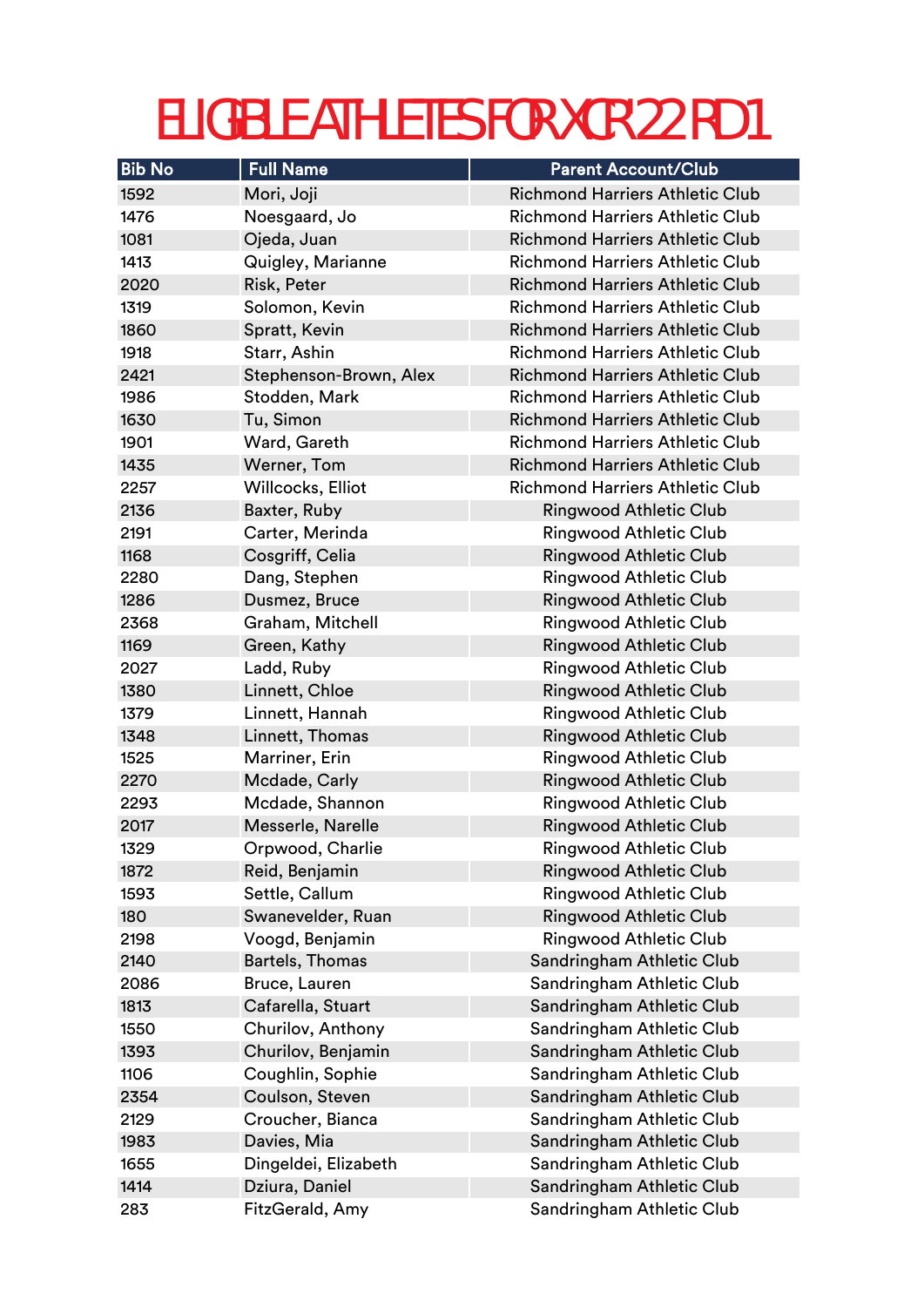# ELIGIBLE ATHLETES FOR XCR'22 RD1

| Bib No | Full Name | Parent Account/Club |
|---|---|---|
| 1592 | Mori, Joji | Richmond Harriers Athletic Club |
| 1476 | Noesgaard, Jo | Richmond Harriers Athletic Club |
| 1081 | Ojeda, Juan | Richmond Harriers Athletic Club |
| 1413 | Quigley, Marianne | Richmond Harriers Athletic Club |
| 2020 | Risk, Peter | Richmond Harriers Athletic Club |
| 1319 | Solomon, Kevin | Richmond Harriers Athletic Club |
| 1860 | Spratt, Kevin | Richmond Harriers Athletic Club |
| 1918 | Starr, Ashin | Richmond Harriers Athletic Club |
| 2421 | Stephenson-Brown, Alex | Richmond Harriers Athletic Club |
| 1986 | Stodden, Mark | Richmond Harriers Athletic Club |
| 1630 | Tu, Simon | Richmond Harriers Athletic Club |
| 1901 | Ward, Gareth | Richmond Harriers Athletic Club |
| 1435 | Werner, Tom | Richmond Harriers Athletic Club |
| 2257 | Willcocks, Elliot | Richmond Harriers Athletic Club |
| 2136 | Baxter, Ruby | Ringwood Athletic Club |
| 2191 | Carter, Merinda | Ringwood Athletic Club |
| 1168 | Cosgriff, Celia | Ringwood Athletic Club |
| 2280 | Dang, Stephen | Ringwood Athletic Club |
| 1286 | Dusmez, Bruce | Ringwood Athletic Club |
| 2368 | Graham, Mitchell | Ringwood Athletic Club |
| 1169 | Green, Kathy | Ringwood Athletic Club |
| 2027 | Ladd, Ruby | Ringwood Athletic Club |
| 1380 | Linnett, Chloe | Ringwood Athletic Club |
| 1379 | Linnett, Hannah | Ringwood Athletic Club |
| 1348 | Linnett, Thomas | Ringwood Athletic Club |
| 1525 | Marriner, Erin | Ringwood Athletic Club |
| 2270 | Mcdade, Carly | Ringwood Athletic Club |
| 2293 | Mcdade, Shannon | Ringwood Athletic Club |
| 2017 | Messerle, Narelle | Ringwood Athletic Club |
| 1329 | Orpwood, Charlie | Ringwood Athletic Club |
| 1872 | Reid, Benjamin | Ringwood Athletic Club |
| 1593 | Settle, Callum | Ringwood Athletic Club |
| 180 | Swanevelder, Ruan | Ringwood Athletic Club |
| 2198 | Voogd, Benjamin | Ringwood Athletic Club |
| 2140 | Bartels, Thomas | Sandringham Athletic Club |
| 2086 | Bruce, Lauren | Sandringham Athletic Club |
| 1813 | Cafarella, Stuart | Sandringham Athletic Club |
| 1550 | Churilov, Anthony | Sandringham Athletic Club |
| 1393 | Churilov, Benjamin | Sandringham Athletic Club |
| 1106 | Coughlin, Sophie | Sandringham Athletic Club |
| 2354 | Coulson, Steven | Sandringham Athletic Club |
| 2129 | Croucher, Bianca | Sandringham Athletic Club |
| 1983 | Davies, Mia | Sandringham Athletic Club |
| 1655 | Dingeldei, Elizabeth | Sandringham Athletic Club |
| 1414 | Dziura, Daniel | Sandringham Athletic Club |
| 283 | FitzGerald, Amy | Sandringham Athletic Club |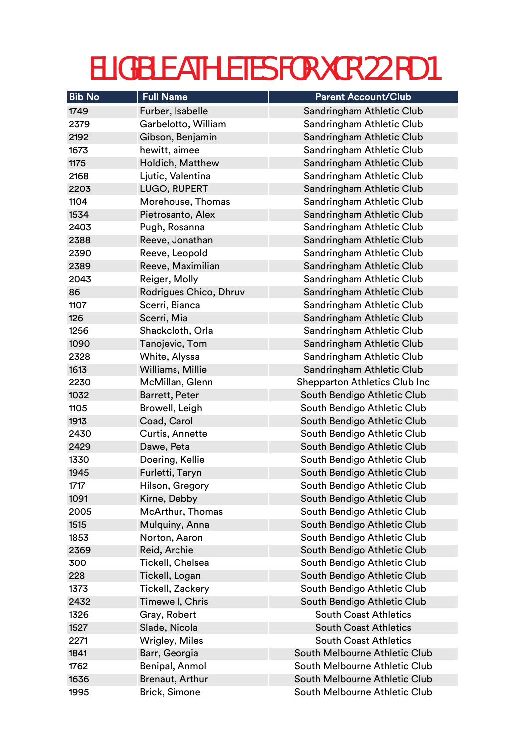# ELIGIBLE ATHLETES FOR XCR'22 RD1

| Bib No | Full Name | Parent Account/Club |
|---|---|---|
| 1749 | Furber, Isabelle | Sandringham Athletic Club |
| 2379 | Garbelotto, William | Sandringham Athletic Club |
| 2192 | Gibson, Benjamin | Sandringham Athletic Club |
| 1673 | hewitt, aimee | Sandringham Athletic Club |
| 1175 | Holdich, Matthew | Sandringham Athletic Club |
| 2168 | Ljutic, Valentina | Sandringham Athletic Club |
| 2203 | LUGO, RUPERT | Sandringham Athletic Club |
| 1104 | Morehouse, Thomas | Sandringham Athletic Club |
| 1534 | Pietrosanto, Alex | Sandringham Athletic Club |
| 2403 | Pugh, Rosanna | Sandringham Athletic Club |
| 2388 | Reeve, Jonathan | Sandringham Athletic Club |
| 2390 | Reeve, Leopold | Sandringham Athletic Club |
| 2389 | Reeve, Maximilian | Sandringham Athletic Club |
| 2043 | Reiger, Molly | Sandringham Athletic Club |
| 86 | Rodrigues Chico, Dhruv | Sandringham Athletic Club |
| 1107 | Scerri, Bianca | Sandringham Athletic Club |
| 126 | Scerri, Mia | Sandringham Athletic Club |
| 1256 | Shackcloth, Orla | Sandringham Athletic Club |
| 1090 | Tanojevic, Tom | Sandringham Athletic Club |
| 2328 | White, Alyssa | Sandringham Athletic Club |
| 1613 | Williams, Millie | Sandringham Athletic Club |
| 2230 | McMillan, Glenn | Shepparton Athletics Club Inc |
| 1032 | Barrett, Peter | South Bendigo Athletic Club |
| 1105 | Browell, Leigh | South Bendigo Athletic Club |
| 1913 | Coad, Carol | South Bendigo Athletic Club |
| 2430 | Curtis, Annette | South Bendigo Athletic Club |
| 2429 | Dawe, Peta | South Bendigo Athletic Club |
| 1330 | Doering, Kellie | South Bendigo Athletic Club |
| 1945 | Furletti, Taryn | South Bendigo Athletic Club |
| 1717 | Hilson, Gregory | South Bendigo Athletic Club |
| 1091 | Kirne, Debby | South Bendigo Athletic Club |
| 2005 | McArthur, Thomas | South Bendigo Athletic Club |
| 1515 | Mulquiny, Anna | South Bendigo Athletic Club |
| 1853 | Norton, Aaron | South Bendigo Athletic Club |
| 2369 | Reid, Archie | South Bendigo Athletic Club |
| 300 | Tickell, Chelsea | South Bendigo Athletic Club |
| 228 | Tickell, Logan | South Bendigo Athletic Club |
| 1373 | Tickell, Zackery | South Bendigo Athletic Club |
| 2432 | Timewell, Chris | South Bendigo Athletic Club |
| 1326 | Gray, Robert | South Coast Athletics |
| 1527 | Slade, Nicola | South Coast Athletics |
| 2271 | Wrigley, Miles | South Coast Athletics |
| 1841 | Barr, Georgia | South Melbourne Athletic Club |
| 1762 | Benipal, Anmol | South Melbourne Athletic Club |
| 1636 | Brenaut, Arthur | South Melbourne Athletic Club |
| 1995 | Brick, Simone | South Melbourne Athletic Club |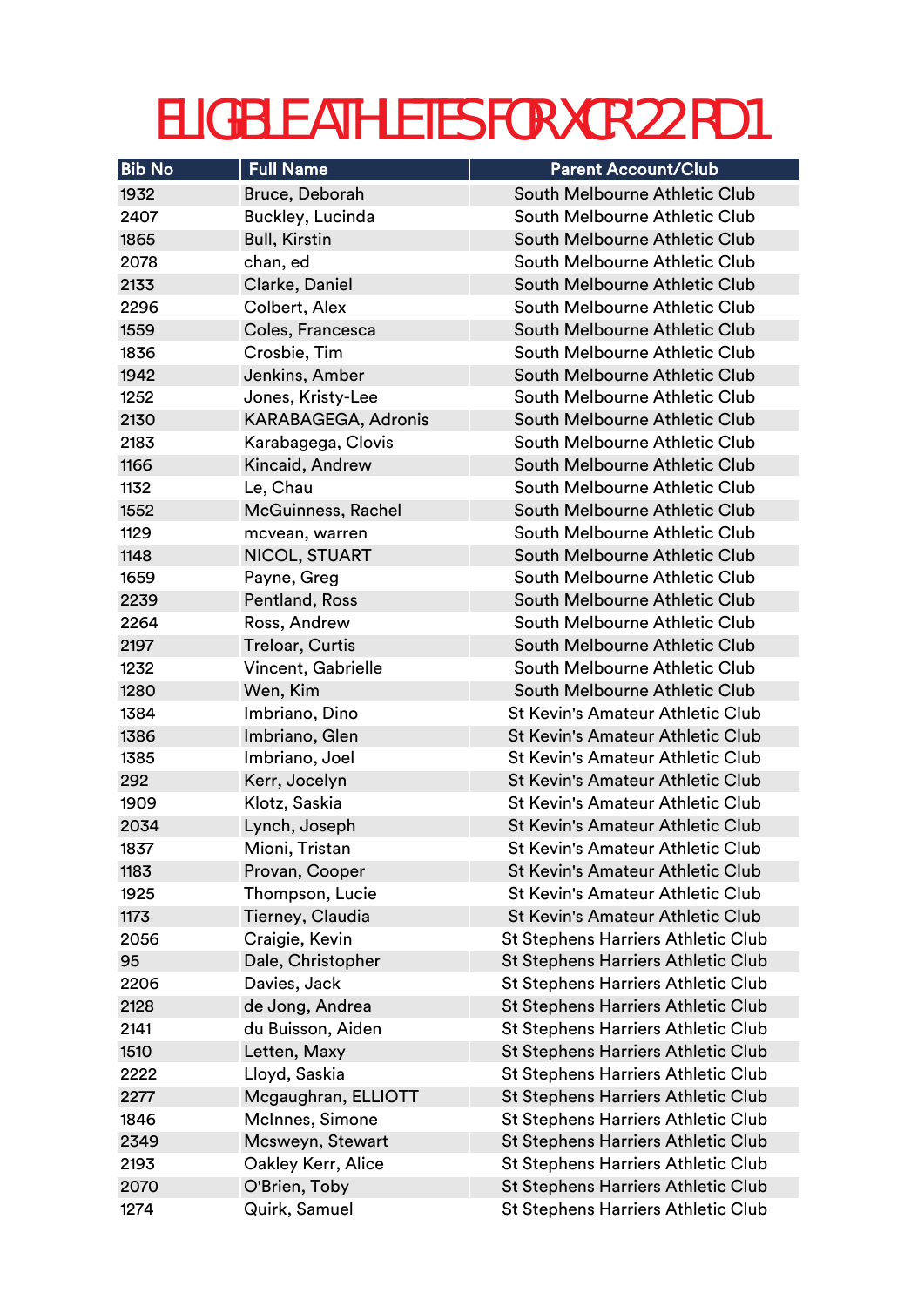# ELIGIBLE ATHLETES FOR XCR'22 RD1

| Bib No | Full Name | Parent Account/Club |
|---|---|---|
| 1932 | Bruce, Deborah | South Melbourne Athletic Club |
| 2407 | Buckley, Lucinda | South Melbourne Athletic Club |
| 1865 | Bull, Kirstin | South Melbourne Athletic Club |
| 2078 | chan, ed | South Melbourne Athletic Club |
| 2133 | Clarke, Daniel | South Melbourne Athletic Club |
| 2296 | Colbert, Alex | South Melbourne Athletic Club |
| 1559 | Coles, Francesca | South Melbourne Athletic Club |
| 1836 | Crosbie, Tim | South Melbourne Athletic Club |
| 1942 | Jenkins, Amber | South Melbourne Athletic Club |
| 1252 | Jones, Kristy-Lee | South Melbourne Athletic Club |
| 2130 | KARABAGEGA, Adronis | South Melbourne Athletic Club |
| 2183 | Karabagega, Clovis | South Melbourne Athletic Club |
| 1166 | Kincaid, Andrew | South Melbourne Athletic Club |
| 1132 | Le, Chau | South Melbourne Athletic Club |
| 1552 | McGuinness, Rachel | South Melbourne Athletic Club |
| 1129 | mcvean, warren | South Melbourne Athletic Club |
| 1148 | NICOL, STUART | South Melbourne Athletic Club |
| 1659 | Payne, Greg | South Melbourne Athletic Club |
| 2239 | Pentland, Ross | South Melbourne Athletic Club |
| 2264 | Ross, Andrew | South Melbourne Athletic Club |
| 2197 | Treloar, Curtis | South Melbourne Athletic Club |
| 1232 | Vincent, Gabrielle | South Melbourne Athletic Club |
| 1280 | Wen, Kim | South Melbourne Athletic Club |
| 1384 | Imbriano, Dino | St Kevin's Amateur Athletic Club |
| 1386 | Imbriano, Glen | St Kevin's Amateur Athletic Club |
| 1385 | Imbriano, Joel | St Kevin's Amateur Athletic Club |
| 292 | Kerr, Jocelyn | St Kevin's Amateur Athletic Club |
| 1909 | Klotz, Saskia | St Kevin's Amateur Athletic Club |
| 2034 | Lynch, Joseph | St Kevin's Amateur Athletic Club |
| 1837 | Mioni, Tristan | St Kevin's Amateur Athletic Club |
| 1183 | Provan, Cooper | St Kevin's Amateur Athletic Club |
| 1925 | Thompson, Lucie | St Kevin's Amateur Athletic Club |
| 1173 | Tierney, Claudia | St Kevin's Amateur Athletic Club |
| 2056 | Craigie, Kevin | St Stephens Harriers Athletic Club |
| 95 | Dale, Christopher | St Stephens Harriers Athletic Club |
| 2206 | Davies, Jack | St Stephens Harriers Athletic Club |
| 2128 | de Jong, Andrea | St Stephens Harriers Athletic Club |
| 2141 | du Buisson, Aiden | St Stephens Harriers Athletic Club |
| 1510 | Letten, Maxy | St Stephens Harriers Athletic Club |
| 2222 | Lloyd, Saskia | St Stephens Harriers Athletic Club |
| 2277 | Mcgaughran, ELLIOTT | St Stephens Harriers Athletic Club |
| 1846 | McInnes, Simone | St Stephens Harriers Athletic Club |
| 2349 | Mcsweyn, Stewart | St Stephens Harriers Athletic Club |
| 2193 | Oakley Kerr, Alice | St Stephens Harriers Athletic Club |
| 2070 | O'Brien, Toby | St Stephens Harriers Athletic Club |
| 1274 | Quirk, Samuel | St Stephens Harriers Athletic Club |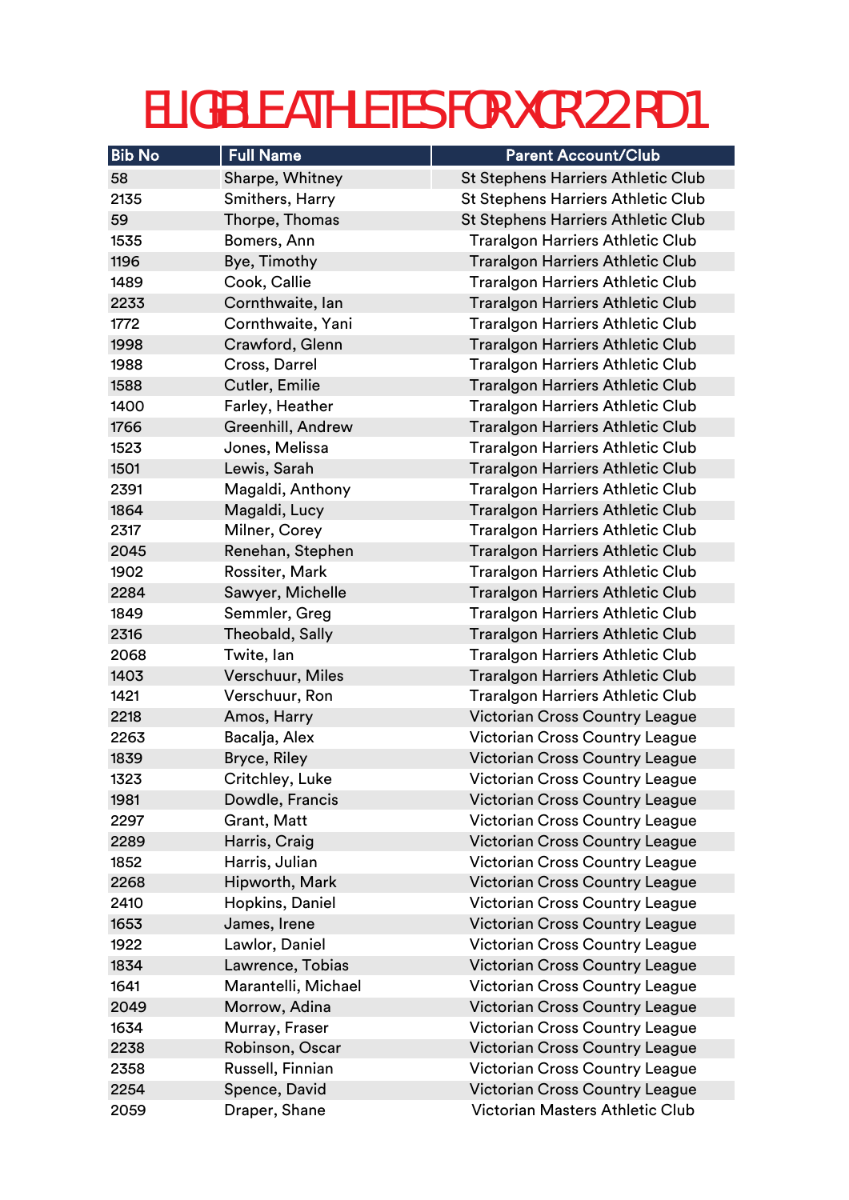# ELIGIBLE ATHLETES FOR XCR'22 RD1

| Bib No | Full Name | Parent Account/Club |
|---|---|---|
| 58 | Sharpe, Whitney | St Stephens Harriers Athletic Club |
| 2135 | Smithers, Harry | St Stephens Harriers Athletic Club |
| 59 | Thorpe, Thomas | St Stephens Harriers Athletic Club |
| 1535 | Bomers, Ann | Traralgon Harriers Athletic Club |
| 1196 | Bye, Timothy | Traralgon Harriers Athletic Club |
| 1489 | Cook, Callie | Traralgon Harriers Athletic Club |
| 2233 | Cornthwaite, Ian | Traralgon Harriers Athletic Club |
| 1772 | Cornthwaite, Yani | Traralgon Harriers Athletic Club |
| 1998 | Crawford, Glenn | Traralgon Harriers Athletic Club |
| 1988 | Cross, Darrel | Traralgon Harriers Athletic Club |
| 1588 | Cutler, Emilie | Traralgon Harriers Athletic Club |
| 1400 | Farley, Heather | Traralgon Harriers Athletic Club |
| 1766 | Greenhill, Andrew | Traralgon Harriers Athletic Club |
| 1523 | Jones, Melissa | Traralgon Harriers Athletic Club |
| 1501 | Lewis, Sarah | Traralgon Harriers Athletic Club |
| 2391 | Magaldi, Anthony | Traralgon Harriers Athletic Club |
| 1864 | Magaldi, Lucy | Traralgon Harriers Athletic Club |
| 2317 | Milner, Corey | Traralgon Harriers Athletic Club |
| 2045 | Renehan, Stephen | Traralgon Harriers Athletic Club |
| 1902 | Rossiter, Mark | Traralgon Harriers Athletic Club |
| 2284 | Sawyer, Michelle | Traralgon Harriers Athletic Club |
| 1849 | Semmler, Greg | Traralgon Harriers Athletic Club |
| 2316 | Theobald, Sally | Traralgon Harriers Athletic Club |
| 2068 | Twite, Ian | Traralgon Harriers Athletic Club |
| 1403 | Verschuur, Miles | Traralgon Harriers Athletic Club |
| 1421 | Verschuur, Ron | Traralgon Harriers Athletic Club |
| 2218 | Amos, Harry | Victorian Cross Country League |
| 2263 | Bacalja, Alex | Victorian Cross Country League |
| 1839 | Bryce, Riley | Victorian Cross Country League |
| 1323 | Critchley, Luke | Victorian Cross Country League |
| 1981 | Dowdle, Francis | Victorian Cross Country League |
| 2297 | Grant, Matt | Victorian Cross Country League |
| 2289 | Harris, Craig | Victorian Cross Country League |
| 1852 | Harris, Julian | Victorian Cross Country League |
| 2268 | Hipworth, Mark | Victorian Cross Country League |
| 2410 | Hopkins, Daniel | Victorian Cross Country League |
| 1653 | James, Irene | Victorian Cross Country League |
| 1922 | Lawlor, Daniel | Victorian Cross Country League |
| 1834 | Lawrence, Tobias | Victorian Cross Country League |
| 1641 | Marantelli, Michael | Victorian Cross Country League |
| 2049 | Morrow, Adina | Victorian Cross Country League |
| 1634 | Murray, Fraser | Victorian Cross Country League |
| 2238 | Robinson, Oscar | Victorian Cross Country League |
| 2358 | Russell, Finnian | Victorian Cross Country League |
| 2254 | Spence, David | Victorian Cross Country League |
| 2059 | Draper, Shane | Victorian Masters Athletic Club |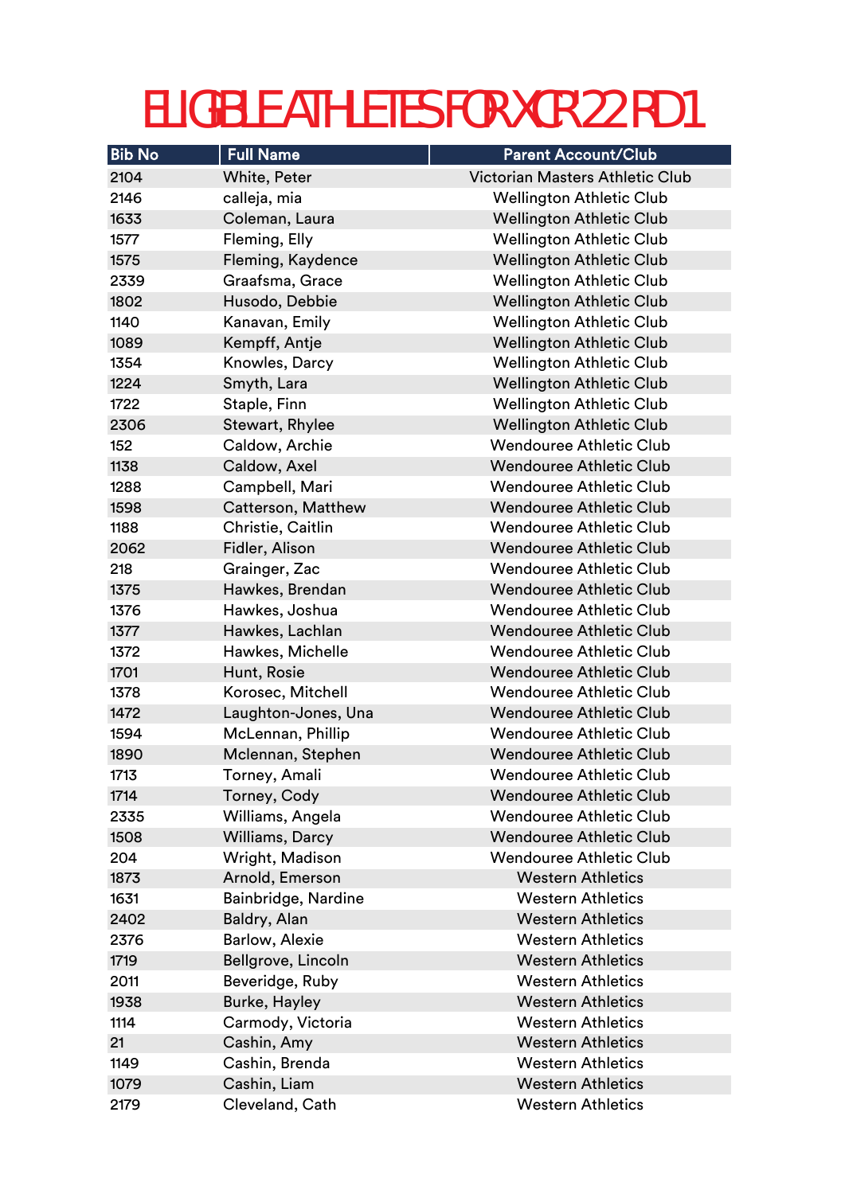# ELIGIBLE ATHLETES FOR XCR'22 RD1

| Bib No | Full Name | Parent Account/Club |
|---|---|---|
| 2104 | White, Peter | Victorian Masters Athletic Club |
| 2146 | calleja, mia | Wellington Athletic Club |
| 1633 | Coleman, Laura | Wellington Athletic Club |
| 1577 | Fleming, Elly | Wellington Athletic Club |
| 1575 | Fleming, Kaydence | Wellington Athletic Club |
| 2339 | Graafsma, Grace | Wellington Athletic Club |
| 1802 | Husodo, Debbie | Wellington Athletic Club |
| 1140 | Kanavan, Emily | Wellington Athletic Club |
| 1089 | Kempff, Antje | Wellington Athletic Club |
| 1354 | Knowles, Darcy | Wellington Athletic Club |
| 1224 | Smyth, Lara | Wellington Athletic Club |
| 1722 | Staple, Finn | Wellington Athletic Club |
| 2306 | Stewart, Rhylee | Wellington Athletic Club |
| 152 | Caldow, Archie | Wendouree Athletic Club |
| 1138 | Caldow, Axel | Wendouree Athletic Club |
| 1288 | Campbell, Mari | Wendouree Athletic Club |
| 1598 | Catterson, Matthew | Wendouree Athletic Club |
| 1188 | Christie, Caitlin | Wendouree Athletic Club |
| 2062 | Fidler, Alison | Wendouree Athletic Club |
| 218 | Grainger, Zac | Wendouree Athletic Club |
| 1375 | Hawkes, Brendan | Wendouree Athletic Club |
| 1376 | Hawkes, Joshua | Wendouree Athletic Club |
| 1377 | Hawkes, Lachlan | Wendouree Athletic Club |
| 1372 | Hawkes, Michelle | Wendouree Athletic Club |
| 1701 | Hunt, Rosie | Wendouree Athletic Club |
| 1378 | Korosec, Mitchell | Wendouree Athletic Club |
| 1472 | Laughton-Jones, Una | Wendouree Athletic Club |
| 1594 | McLennan, Phillip | Wendouree Athletic Club |
| 1890 | Mclennan, Stephen | Wendouree Athletic Club |
| 1713 | Torney, Amali | Wendouree Athletic Club |
| 1714 | Torney, Cody | Wendouree Athletic Club |
| 2335 | Williams, Angela | Wendouree Athletic Club |
| 1508 | Williams, Darcy | Wendouree Athletic Club |
| 204 | Wright, Madison | Wendouree Athletic Club |
| 1873 | Arnold, Emerson | Western Athletics |
| 1631 | Bainbridge, Nardine | Western Athletics |
| 2402 | Baldry, Alan | Western Athletics |
| 2376 | Barlow, Alexie | Western Athletics |
| 1719 | Bellgrove, Lincoln | Western Athletics |
| 2011 | Beveridge, Ruby | Western Athletics |
| 1938 | Burke, Hayley | Western Athletics |
| 1114 | Carmody, Victoria | Western Athletics |
| 21 | Cashin, Amy | Western Athletics |
| 1149 | Cashin, Brenda | Western Athletics |
| 1079 | Cashin, Liam | Western Athletics |
| 2179 | Cleveland, Cath | Western Athletics |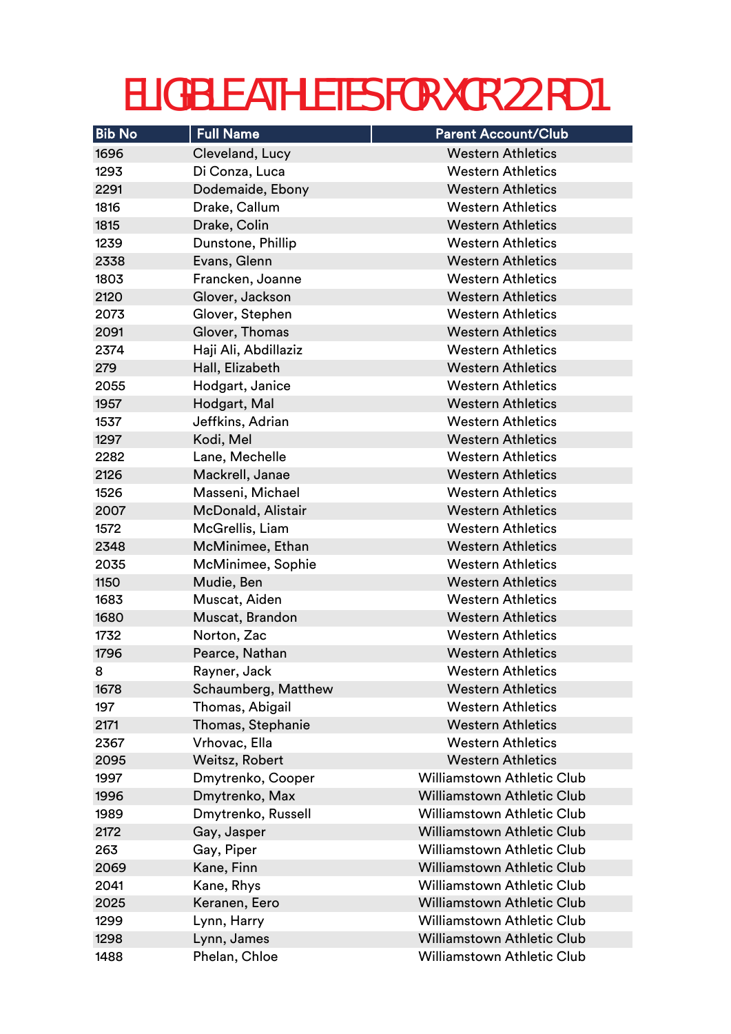# ELIGIBLE ATHLETES FOR XCR'22 RD1

| Bib No | Full Name | Parent Account/Club |
|---|---|---|
| 1696 | Cleveland, Lucy | Western Athletics |
| 1293 | Di Conza, Luca | Western Athletics |
| 2291 | Dodemaide, Ebony | Western Athletics |
| 1816 | Drake, Callum | Western Athletics |
| 1815 | Drake, Colin | Western Athletics |
| 1239 | Dunstone, Phillip | Western Athletics |
| 2338 | Evans, Glenn | Western Athletics |
| 1803 | Francken, Joanne | Western Athletics |
| 2120 | Glover, Jackson | Western Athletics |
| 2073 | Glover, Stephen | Western Athletics |
| 2091 | Glover, Thomas | Western Athletics |
| 2374 | Haji Ali, Abdillaziz | Western Athletics |
| 279 | Hall, Elizabeth | Western Athletics |
| 2055 | Hodgart, Janice | Western Athletics |
| 1957 | Hodgart, Mal | Western Athletics |
| 1537 | Jeffkins, Adrian | Western Athletics |
| 1297 | Kodi, Mel | Western Athletics |
| 2282 | Lane, Mechelle | Western Athletics |
| 2126 | Mackrell, Janae | Western Athletics |
| 1526 | Masseni, Michael | Western Athletics |
| 2007 | McDonald, Alistair | Western Athletics |
| 1572 | McGrellis, Liam | Western Athletics |
| 2348 | McMinimee, Ethan | Western Athletics |
| 2035 | McMinimee, Sophie | Western Athletics |
| 1150 | Mudie, Ben | Western Athletics |
| 1683 | Muscat, Aiden | Western Athletics |
| 1680 | Muscat, Brandon | Western Athletics |
| 1732 | Norton, Zac | Western Athletics |
| 1796 | Pearce, Nathan | Western Athletics |
| 8 | Rayner, Jack | Western Athletics |
| 1678 | Schaumberg, Matthew | Western Athletics |
| 197 | Thomas, Abigail | Western Athletics |
| 2171 | Thomas, Stephanie | Western Athletics |
| 2367 | Vrhovac, Ella | Western Athletics |
| 2095 | Weitsz, Robert | Western Athletics |
| 1997 | Dmytrenko, Cooper | Williamstown Athletic Club |
| 1996 | Dmytrenko, Max | Williamstown Athletic Club |
| 1989 | Dmytrenko, Russell | Williamstown Athletic Club |
| 2172 | Gay, Jasper | Williamstown Athletic Club |
| 263 | Gay, Piper | Williamstown Athletic Club |
| 2069 | Kane, Finn | Williamstown Athletic Club |
| 2041 | Kane, Rhys | Williamstown Athletic Club |
| 2025 | Keranen, Eero | Williamstown Athletic Club |
| 1299 | Lynn, Harry | Williamstown Athletic Club |
| 1298 | Lynn, James | Williamstown Athletic Club |
| 1488 | Phelan, Chloe | Williamstown Athletic Club |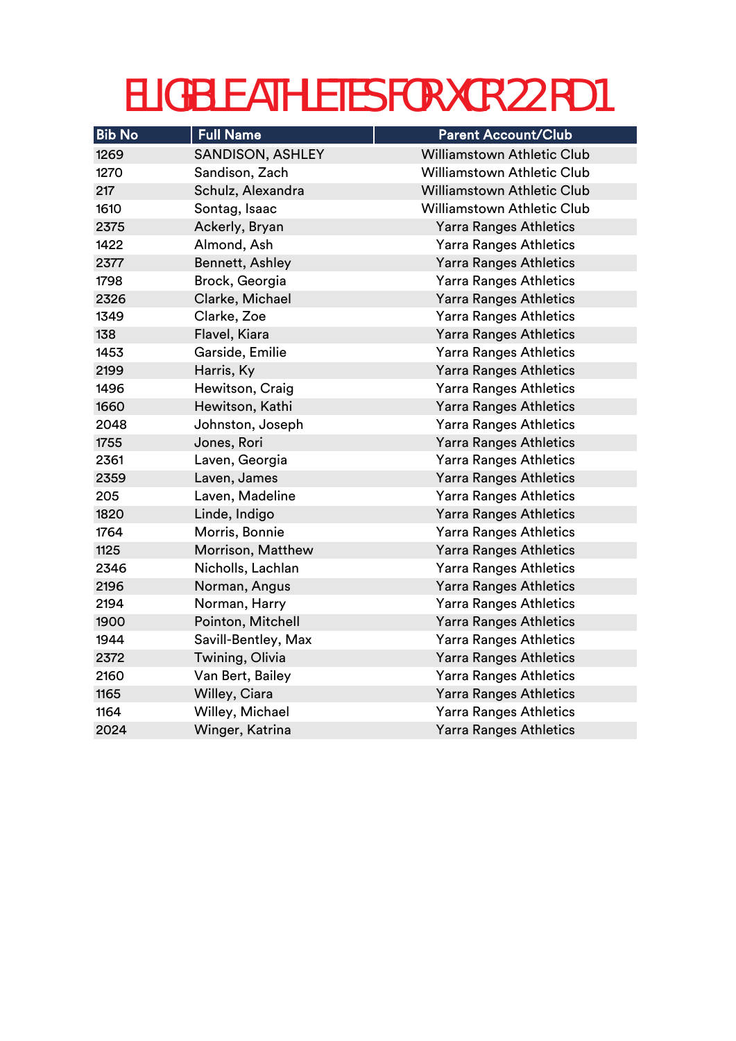# ELIGIBLE ATHLETES FOR XCR'22 RD1

| Bib No | Full Name | Parent Account/Club |
|---|---|---|
| 1269 | SANDISON, ASHLEY | Williamstown Athletic Club |
| 1270 | Sandison, Zach | Williamstown Athletic Club |
| 217 | Schulz, Alexandra | Williamstown Athletic Club |
| 1610 | Sontag, Isaac | Williamstown Athletic Club |
| 2375 | Ackerly, Bryan | Yarra Ranges Athletics |
| 1422 | Almond, Ash | Yarra Ranges Athletics |
| 2377 | Bennett, Ashley | Yarra Ranges Athletics |
| 1798 | Brock, Georgia | Yarra Ranges Athletics |
| 2326 | Clarke, Michael | Yarra Ranges Athletics |
| 1349 | Clarke, Zoe | Yarra Ranges Athletics |
| 138 | Flavel, Kiara | Yarra Ranges Athletics |
| 1453 | Garside, Emilie | Yarra Ranges Athletics |
| 2199 | Harris, Ky | Yarra Ranges Athletics |
| 1496 | Hewitson, Craig | Yarra Ranges Athletics |
| 1660 | Hewitson, Kathi | Yarra Ranges Athletics |
| 2048 | Johnston, Joseph | Yarra Ranges Athletics |
| 1755 | Jones, Rori | Yarra Ranges Athletics |
| 2361 | Laven, Georgia | Yarra Ranges Athletics |
| 2359 | Laven, James | Yarra Ranges Athletics |
| 205 | Laven, Madeline | Yarra Ranges Athletics |
| 1820 | Linde, Indigo | Yarra Ranges Athletics |
| 1764 | Morris, Bonnie | Yarra Ranges Athletics |
| 1125 | Morrison, Matthew | Yarra Ranges Athletics |
| 2346 | Nicholls, Lachlan | Yarra Ranges Athletics |
| 2196 | Norman, Angus | Yarra Ranges Athletics |
| 2194 | Norman, Harry | Yarra Ranges Athletics |
| 1900 | Pointon, Mitchell | Yarra Ranges Athletics |
| 1944 | Savill-Bentley, Max | Yarra Ranges Athletics |
| 2372 | Twining, Olivia | Yarra Ranges Athletics |
| 2160 | Van Bert, Bailey | Yarra Ranges Athletics |
| 1165 | Willey, Ciara | Yarra Ranges Athletics |
| 1164 | Willey, Michael | Yarra Ranges Athletics |
| 2024 | Winger, Katrina | Yarra Ranges Athletics |